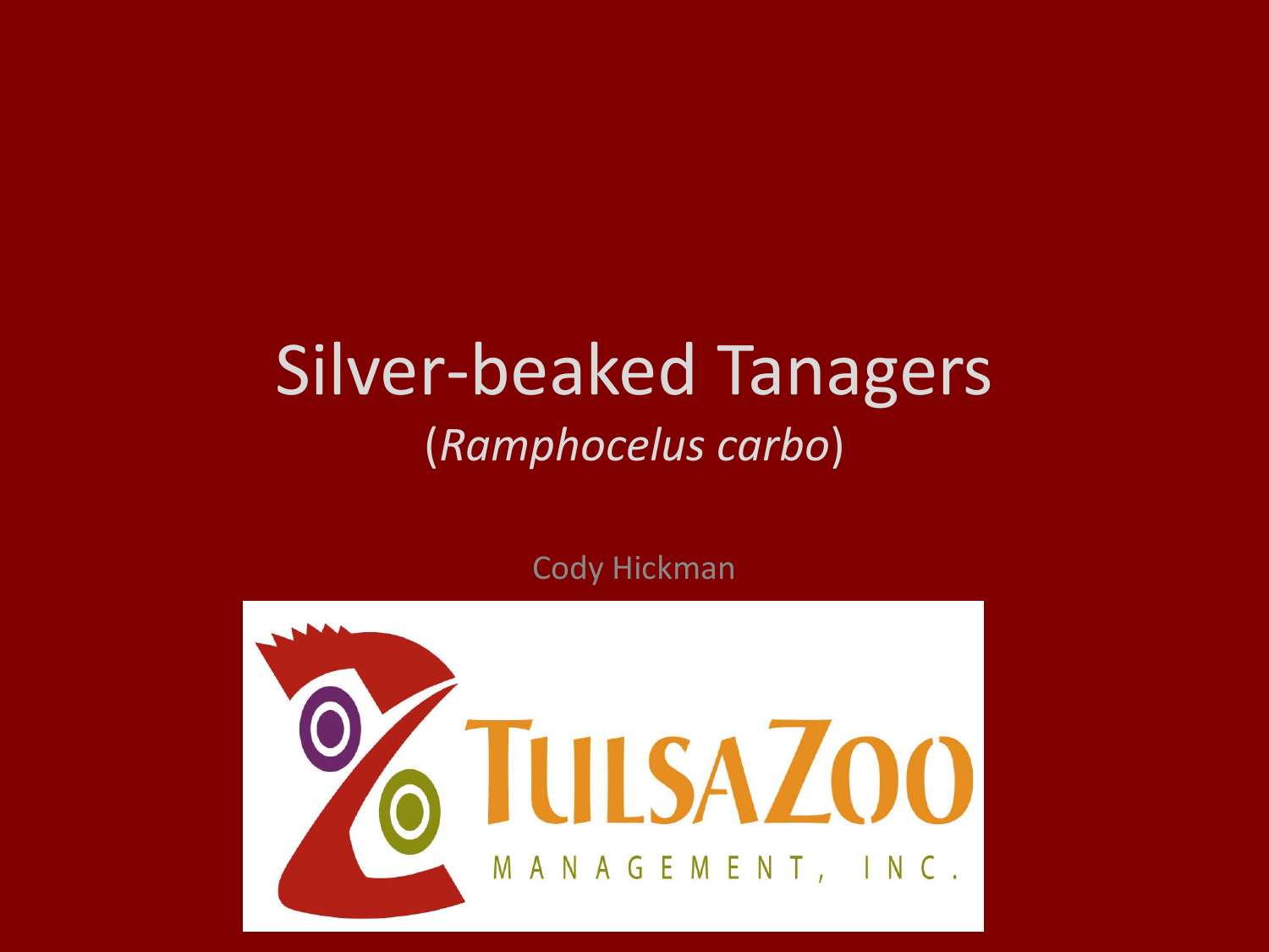# Silver-beaked Tanagers

(*Ramphocelus carbo*)

Cody Hickman

TULSA ZOO

MANAGEMENT, INC.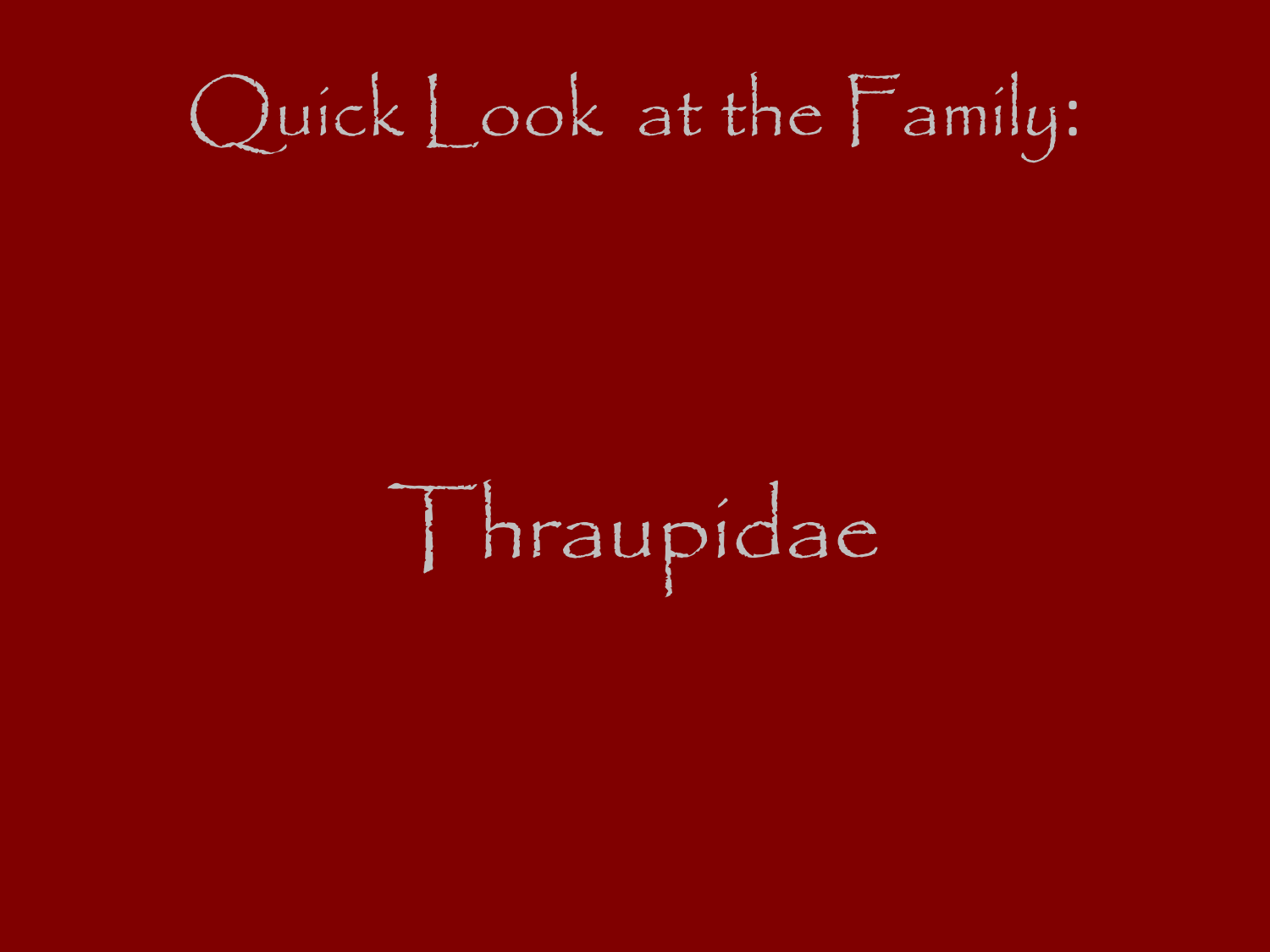# Quick Look at the Family:

## Thraupidae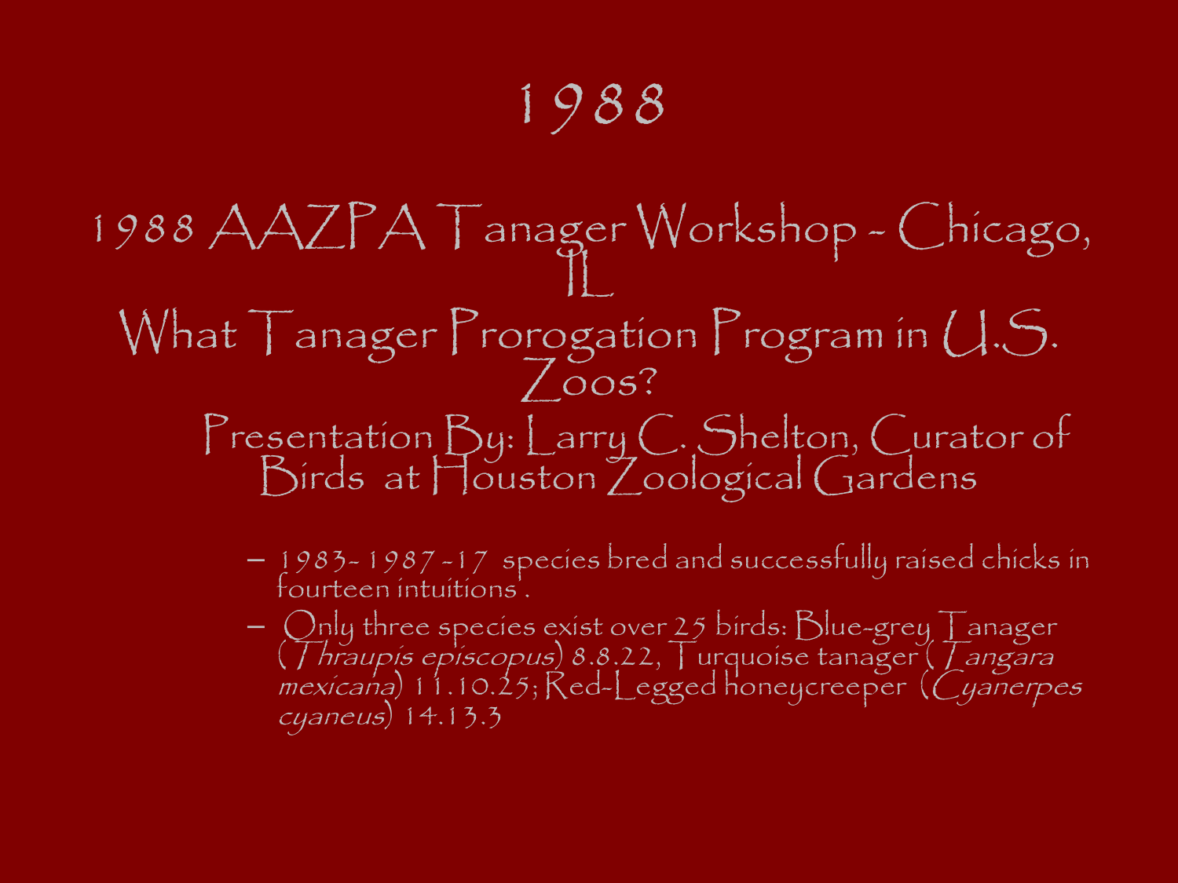# 1988

## 1988 AAZPA Tanager Workshop - Chicago, IL

## What Tanager Prorogation Program in U.S. Zoos?

### Presentation By: Larry C. Shelton, Curator of Birds at Houston Zoological Gardens

- 1983- 1987 -17 species bred and successfully raised chicks in fourteen intuitions .
- Only three species exist over 25 birds: Blue-grey Tanager (*Thraupis episcopus*) 8.8.22, Turquoise tanager (*Tangara mexicana*) 11.10.25; Red-Legged honeycreeper (*Cyanerpes cyaneus*) 14.13.3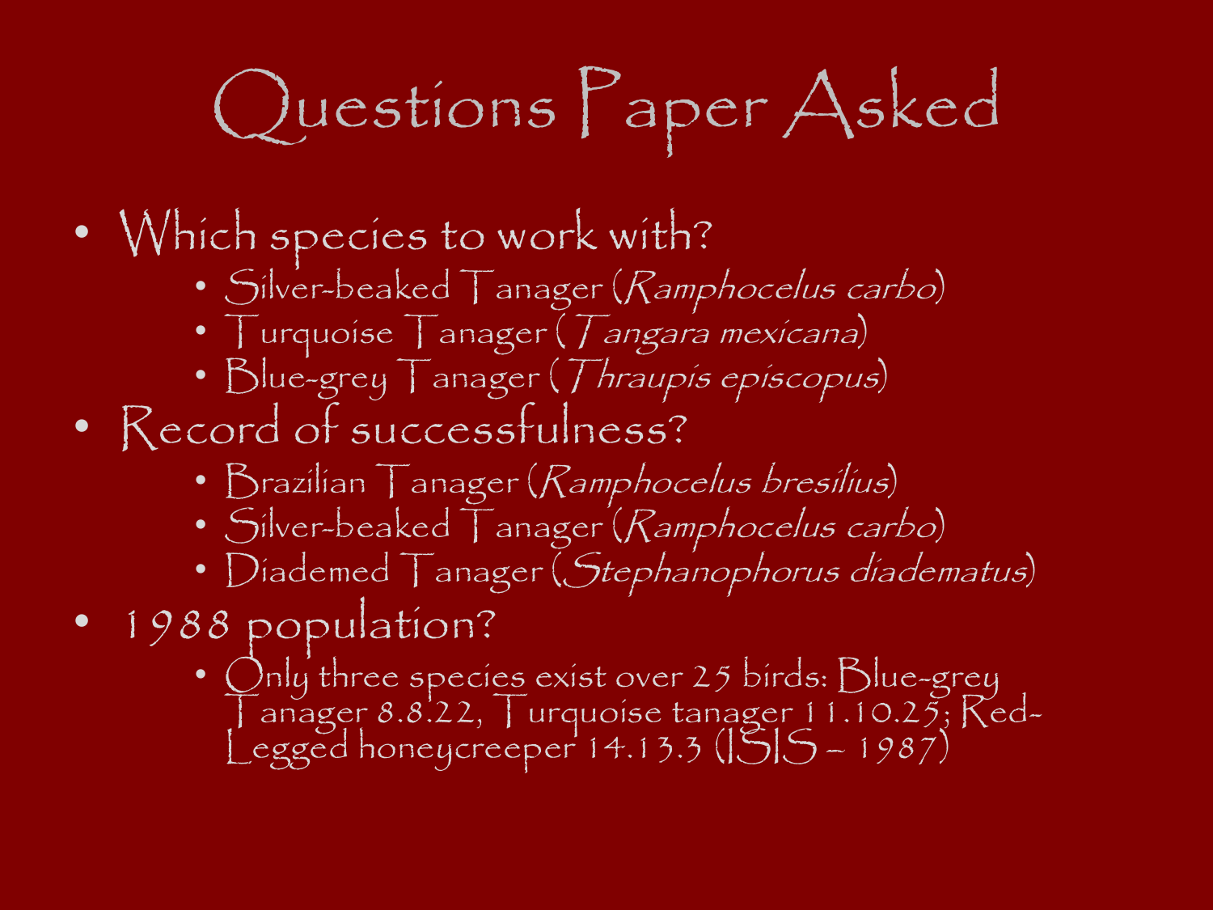# Questions Paper Asked

- Which species to work with?
  - Silver-beaked Tanager (*Ramphocelus carbo*)
  - Turquoise Tanager (*Tangara mexicana*)
  - Blue-grey Tanager (*Thraupis episcopus*)
- Record of successfulness?
  - Brazilian Tanager (*Ramphocelus bresilius*)
  - Silver-beaked Tanager (*Ramphocelus carbo*)
  - Diademed Tanager (*Stephanophorus diadematus*)
- 1988 population?
  - Only three species exist over 25 birds: Blue-grey Tanager 8.8.22, Turquoise tanager 11.10.25; Red-Legged honeycreeper 14.13.3 (ISIS – 1987)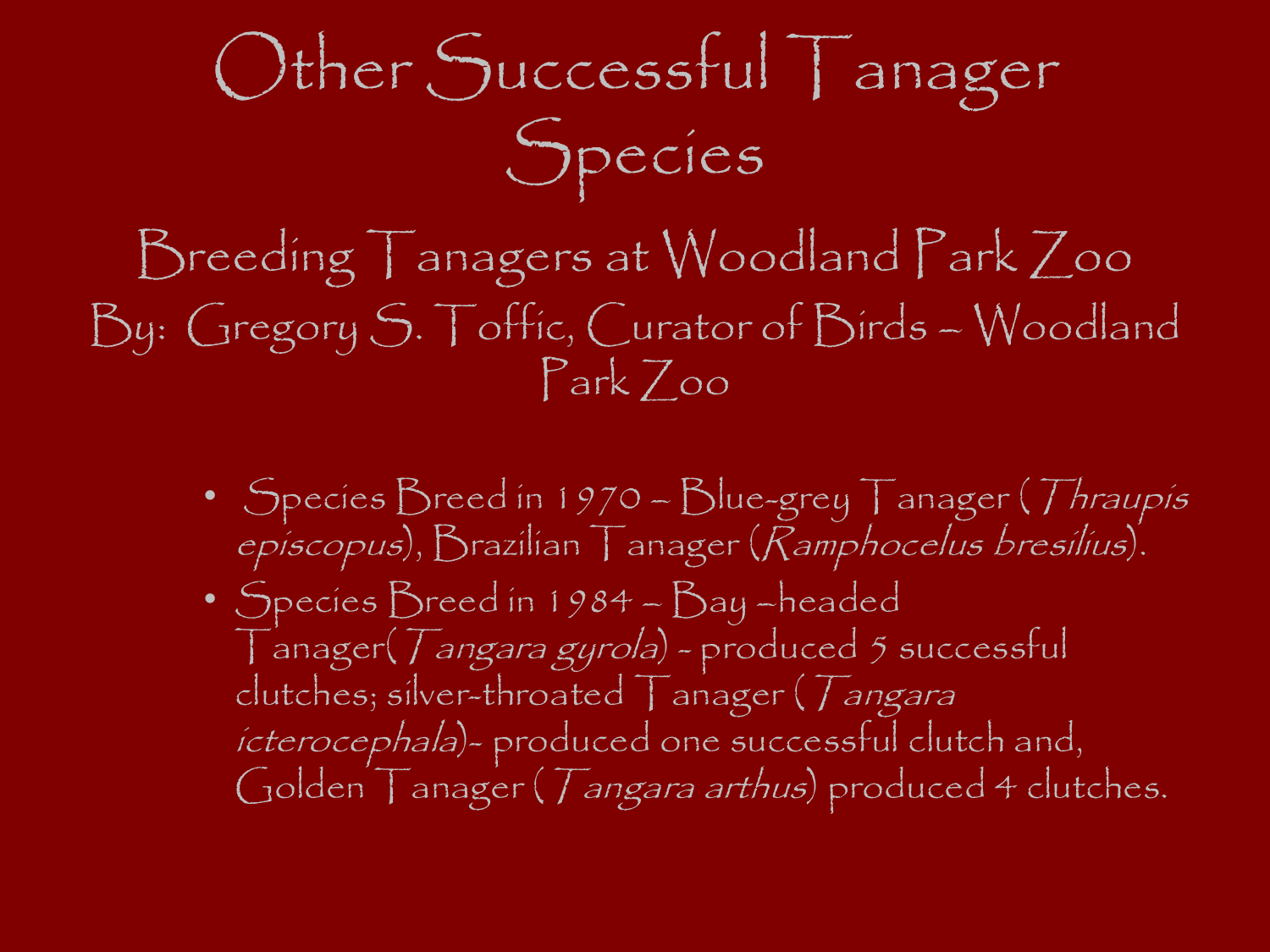# Other Successful Tanager Species

## Breeding Tanagers at Woodland Park Zoo

By: Gregory S. Toffic, Curator of Birds – Woodland Park Zoo

- Species Breed in 1970 – Blue-grey Tanager (*Thraupis episcopus*), Brazilian Tanager (*Ramphocelus bresilius*).
- Species Breed in 1984 – Bay –headed Tanager(*Tangara gyrola*) - produced 5 successful clutches; silver-throated Tanager (*Tangara icterocephala*)- produced one successful clutch and, Golden Tanager (*Tangara arthus*) produced 4 clutches.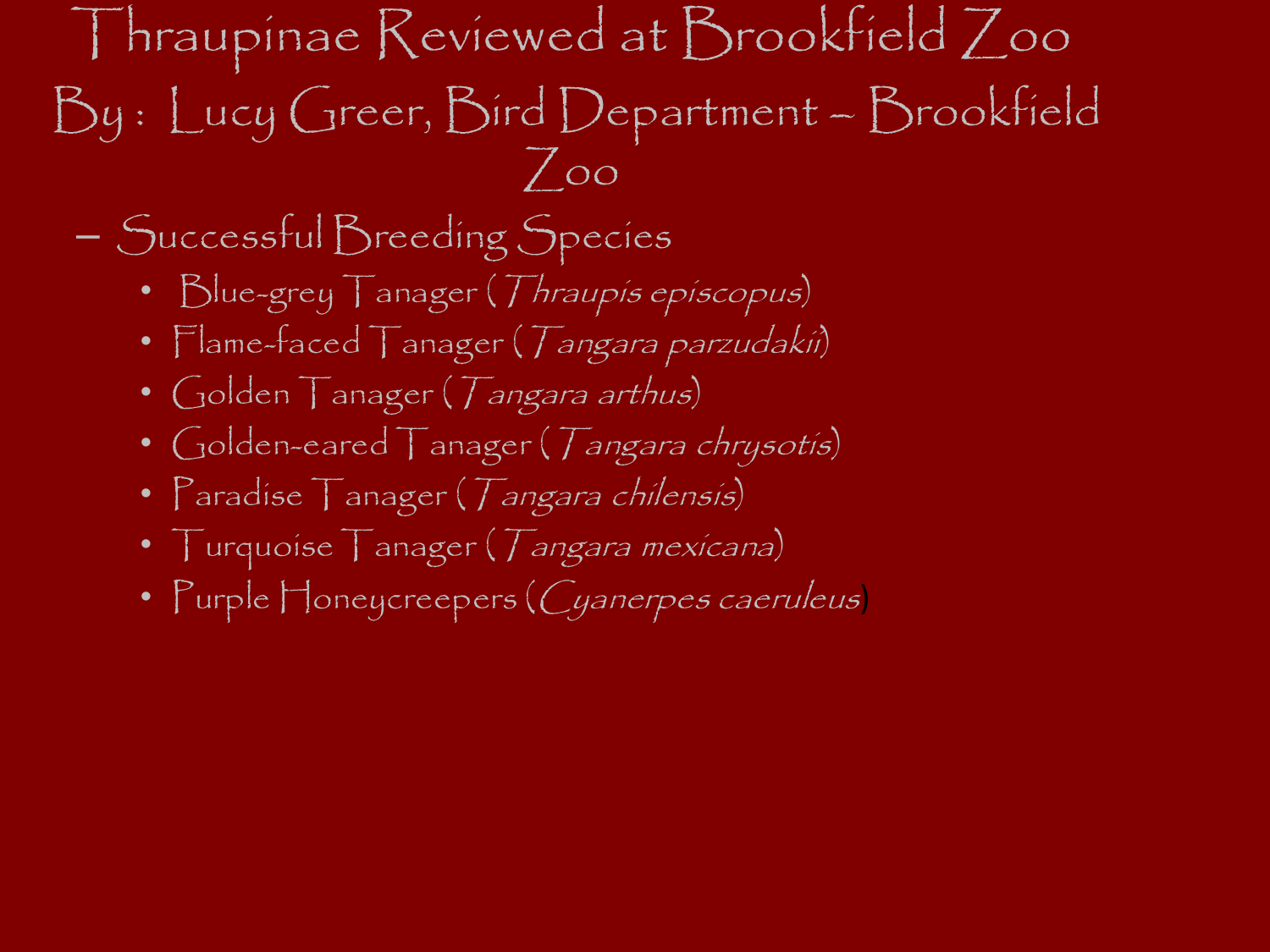# Thraupinae Reviewed at Brookfield Zoo

## By : Lucy Greer, Bird Department – Brookfield Zoo

- Successful Breeding Species
  - Blue-grey Tanager (*Thraupis episcopus*)
  - Flame-faced Tanager (*Tangara parzudakii*)
  - Golden Tanager (*Tangara arthus*)
  - Golden-eared Tanager (*Tangara chrysotis*)
  - Paradise Tanager (*Tangara chilensis*)
  - Turquoise Tanager (*Tangara mexicana*)
  - Purple Honeycreepers (*Cyanerpes caeruleus*)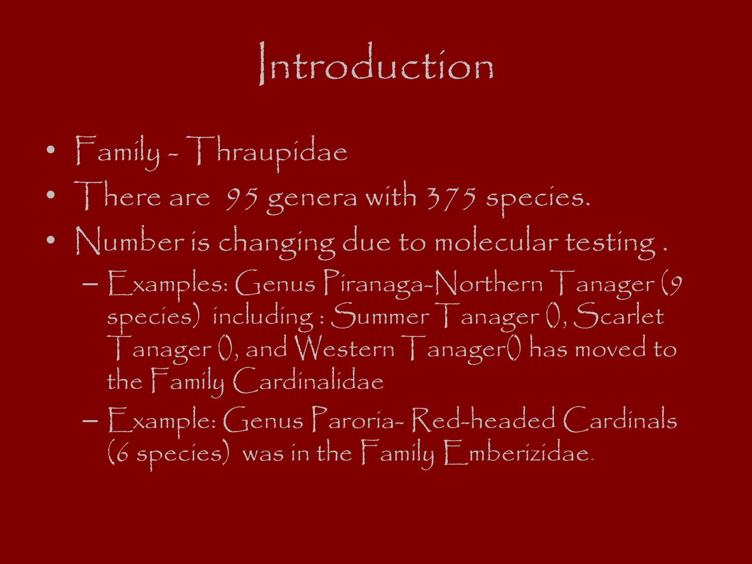# Introduction

- Family - Thraupidae
- There are 95 genera with 375 species.
- Number is changing due to molecular testing .
  - Examples: Genus Piranaga-Northern Tanager (9 species) including : Summer Tanager (), Scarlet Tanager (), and Western Tanager() has moved to the Family Cardinalidae
  - Example: Genus Paroria- Red-headed Cardinals (6 species) was in the Family Emberizidae.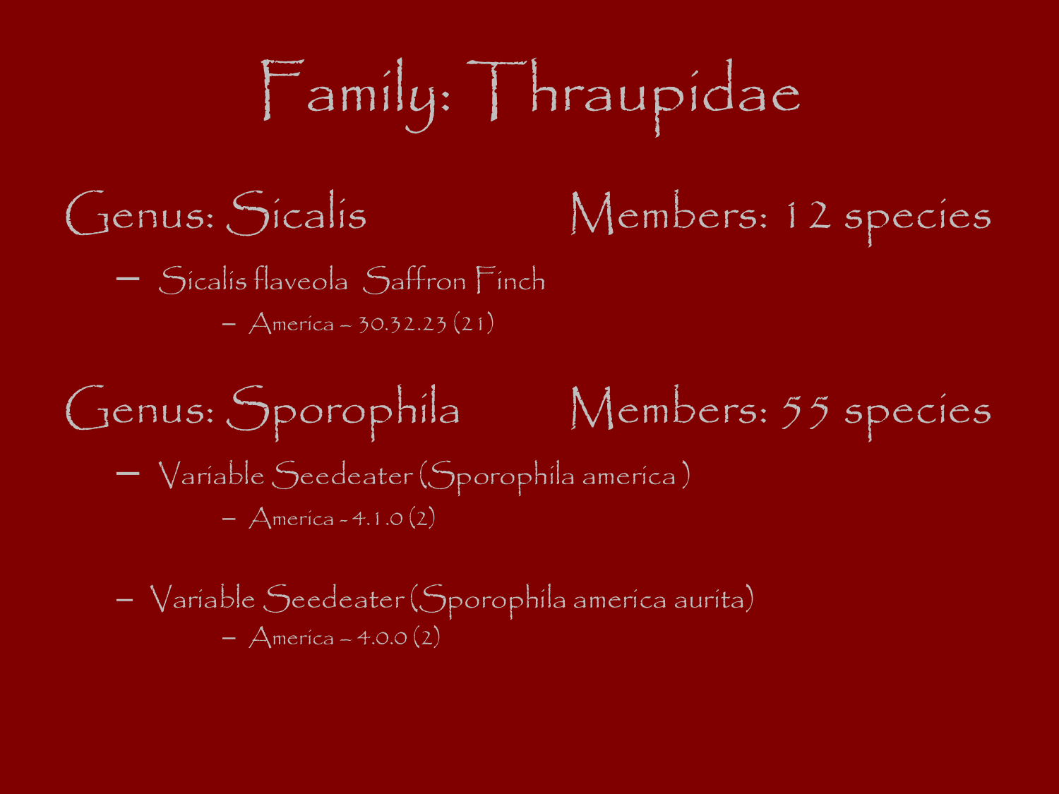# Family: Thraupidae

## Genus: Sicalis — Members: 12 species

- Sicalis flaveola  Saffron Finch
  - America – 30.32.23 (21)

## Genus: Sporophila — Members: 55 species

- Variable Seedeater (Sporophila america )
  - America - 4.1.0 (2)

- Variable Seedeater (Sporophila america aurita)
  - America – 4.0.0 (2)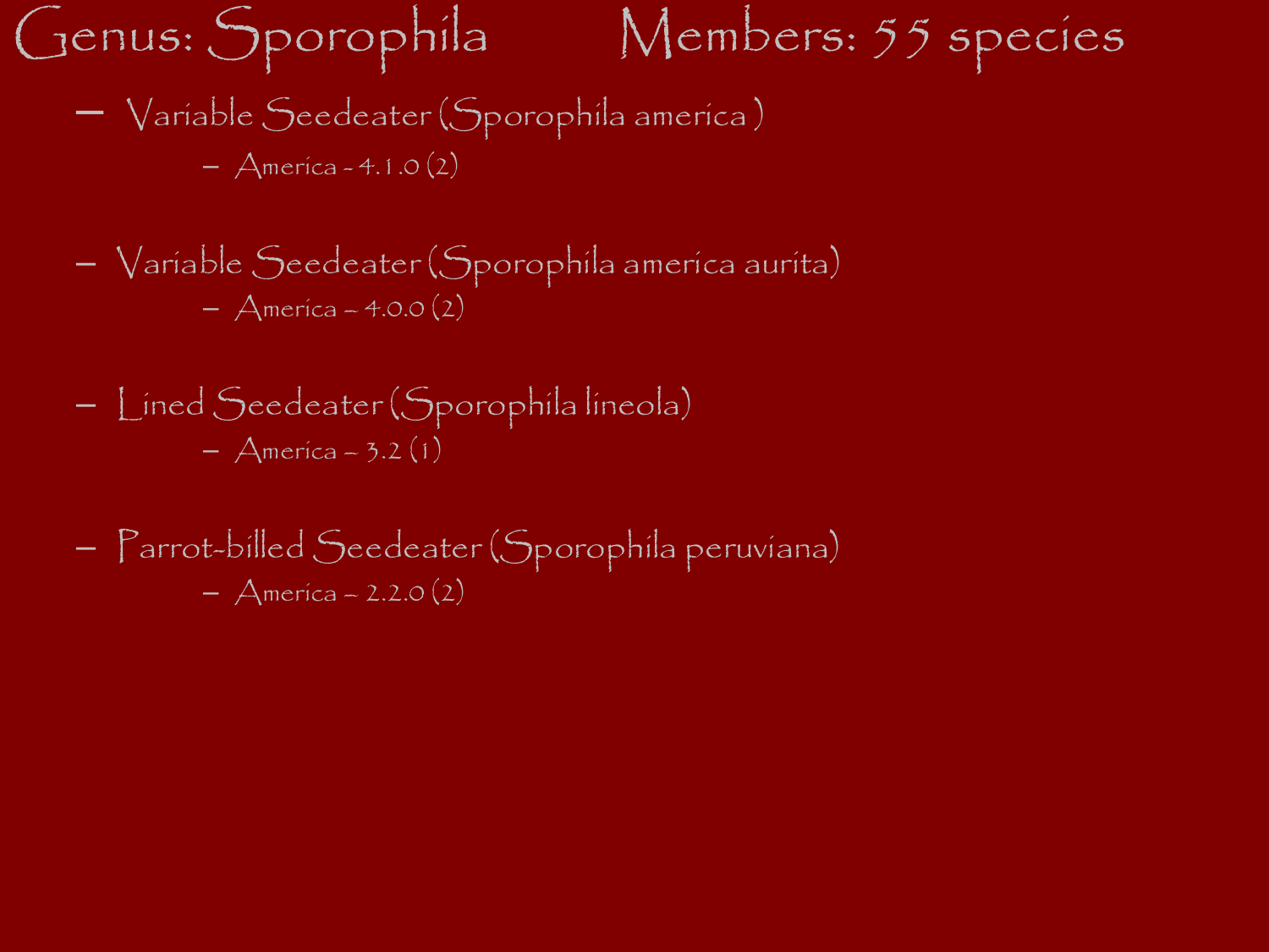# Genus: Sporophila Members: 55 species

- Variable Seedeater (Sporophila america )
  - America - 4.1.0 (2)

- Variable Seedeater (Sporophila america aurita)
  - America – 4.0.0 (2)

- Lined Seedeater (Sporophila lineola)
  - America – 3.2 (1)

- Parrot-billed Seedeater (Sporophila peruviana)
  - America – 2.2.0 (2)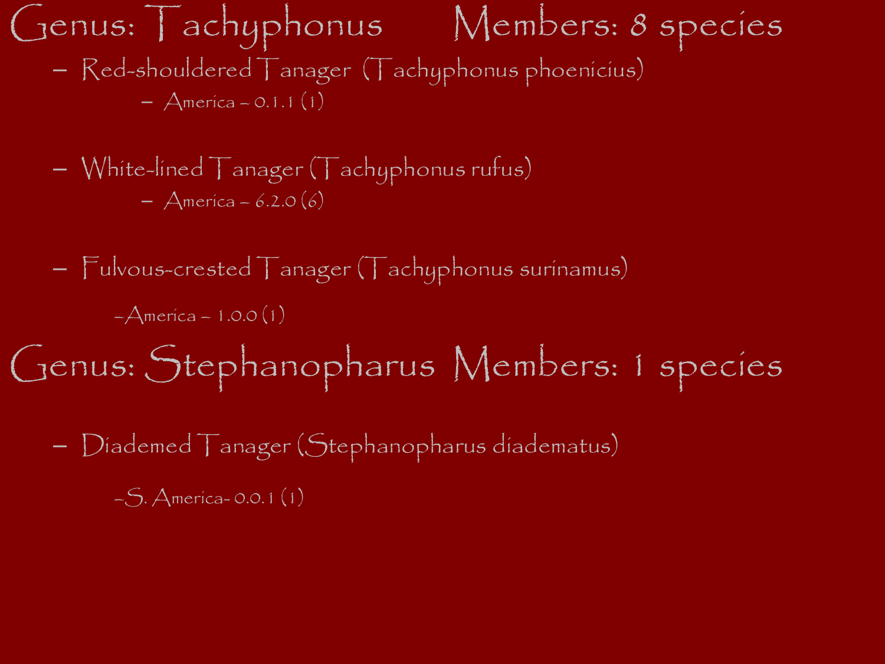## Genus: Tachyphonus Members: 8 species

- Red-shouldered Tanager (Tachyphonus phoenicius)
  - America – 0.1.1 (1)

- White-lined Tanager (Tachyphonus rufus)
  - America – 6.2.0 (6)

- Fulvous-crested Tanager (Tachyphonus surinamus)
  - America – 1.0.0 (1)

## Genus: Stephanopharus Members: 1 species

- Diademed Tanager (Stephanopharus diadematus)
  - S. America- 0.0.1 (1)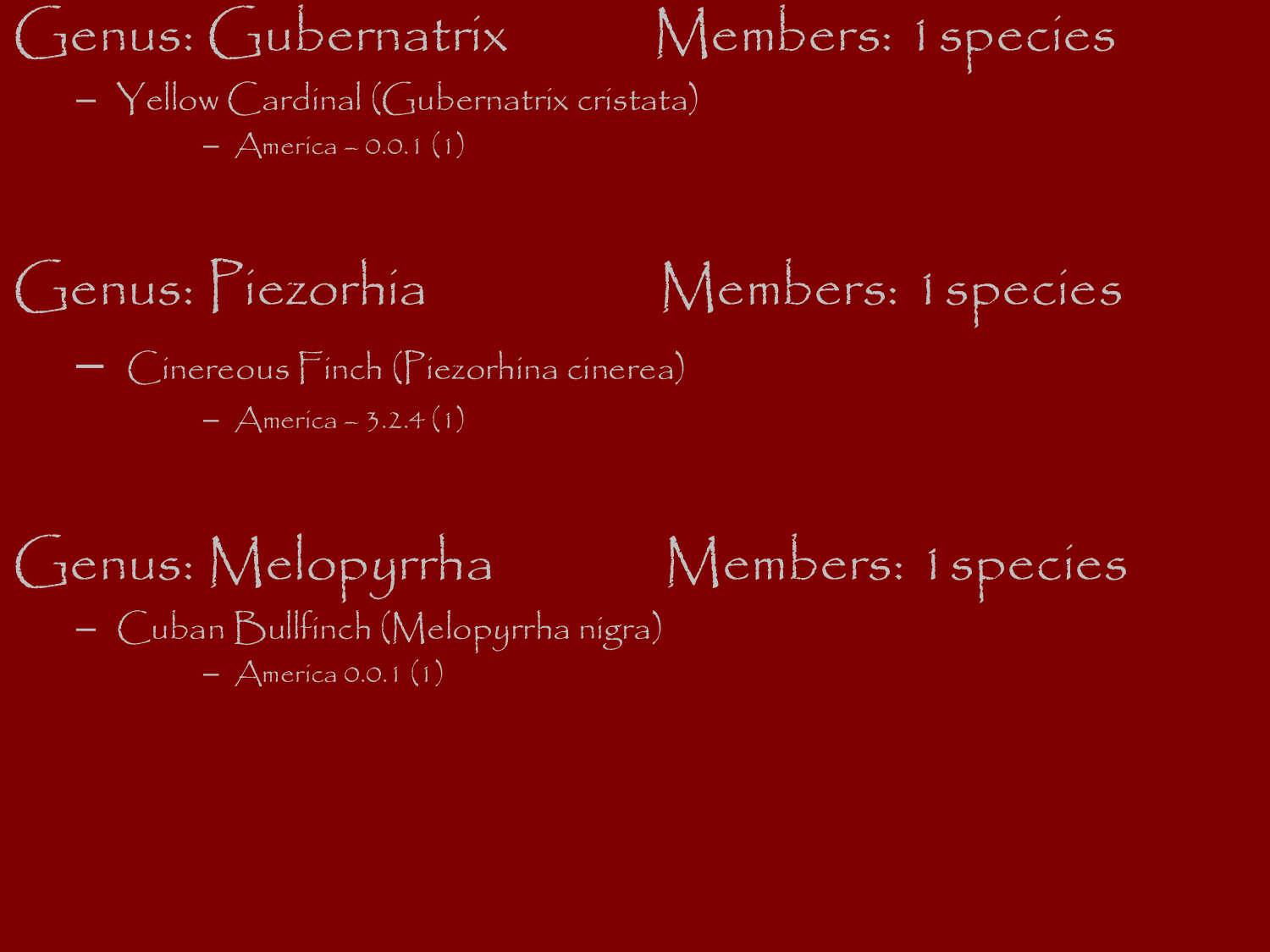## Genus: Gubernatrix Members: 1 species

- Yellow Cardinal (Gubernatrix cristata)
  - America – 0.0.1 (1)

## Genus: Piezorhia Members: 1 species

- Cinereous Finch (Piezorhina cinerea)
  - America – 3.2.4 (1)

## Genus: Melopyrrha Members: 1 species

- Cuban Bullfinch (Melopyrrha nigra)
  - America 0.0.1 (1)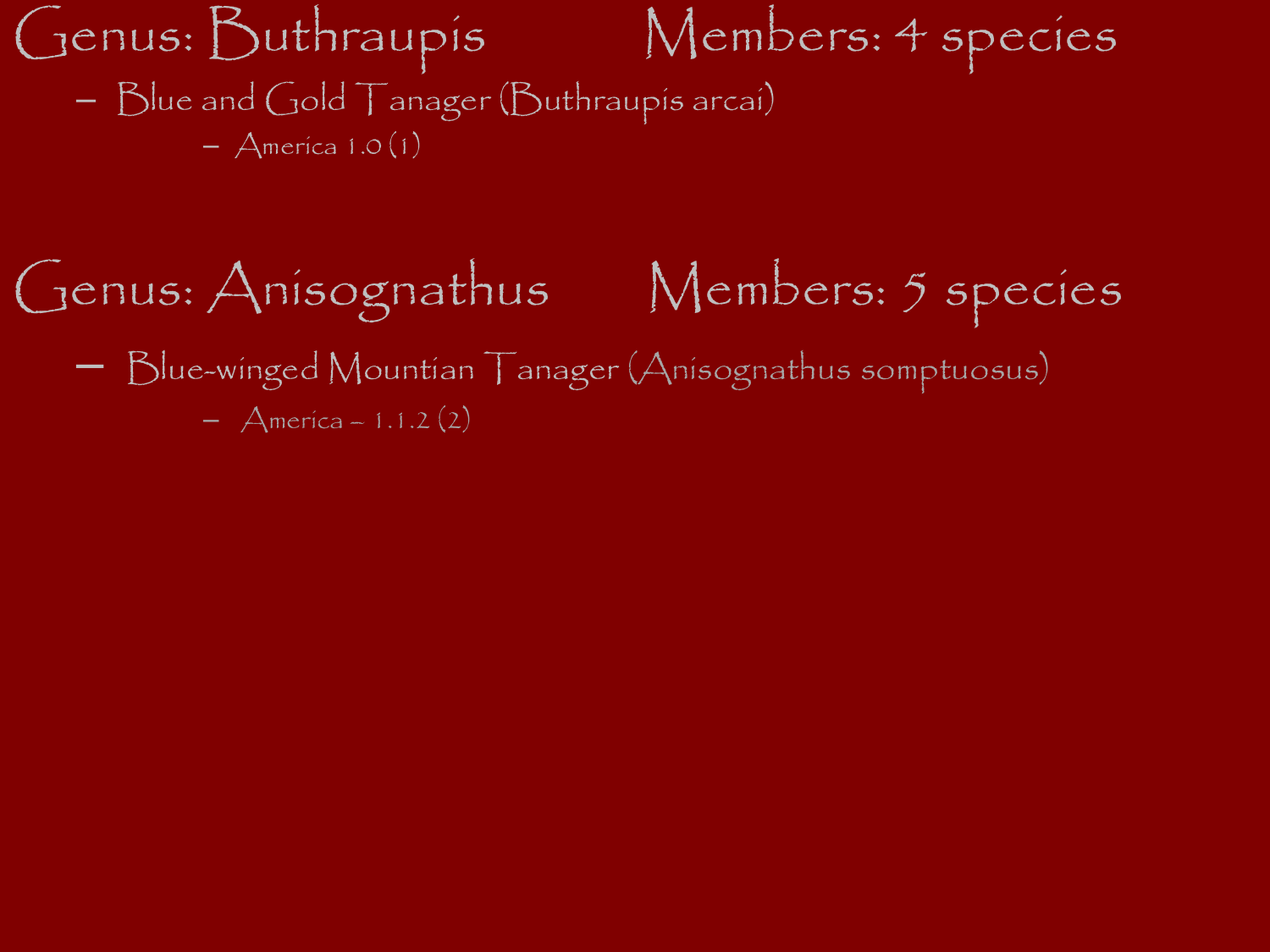# Genus: Buthraupis Members: 4 species

- Blue and Gold Tanager (Buthraupis arcai)
  - America 1.0 (1)

# Genus: Anisognathus Members: 5 species

- Blue-winged Mountian Tanager (Anisognathus somptuosus)
  - America – 1.1.2 (2)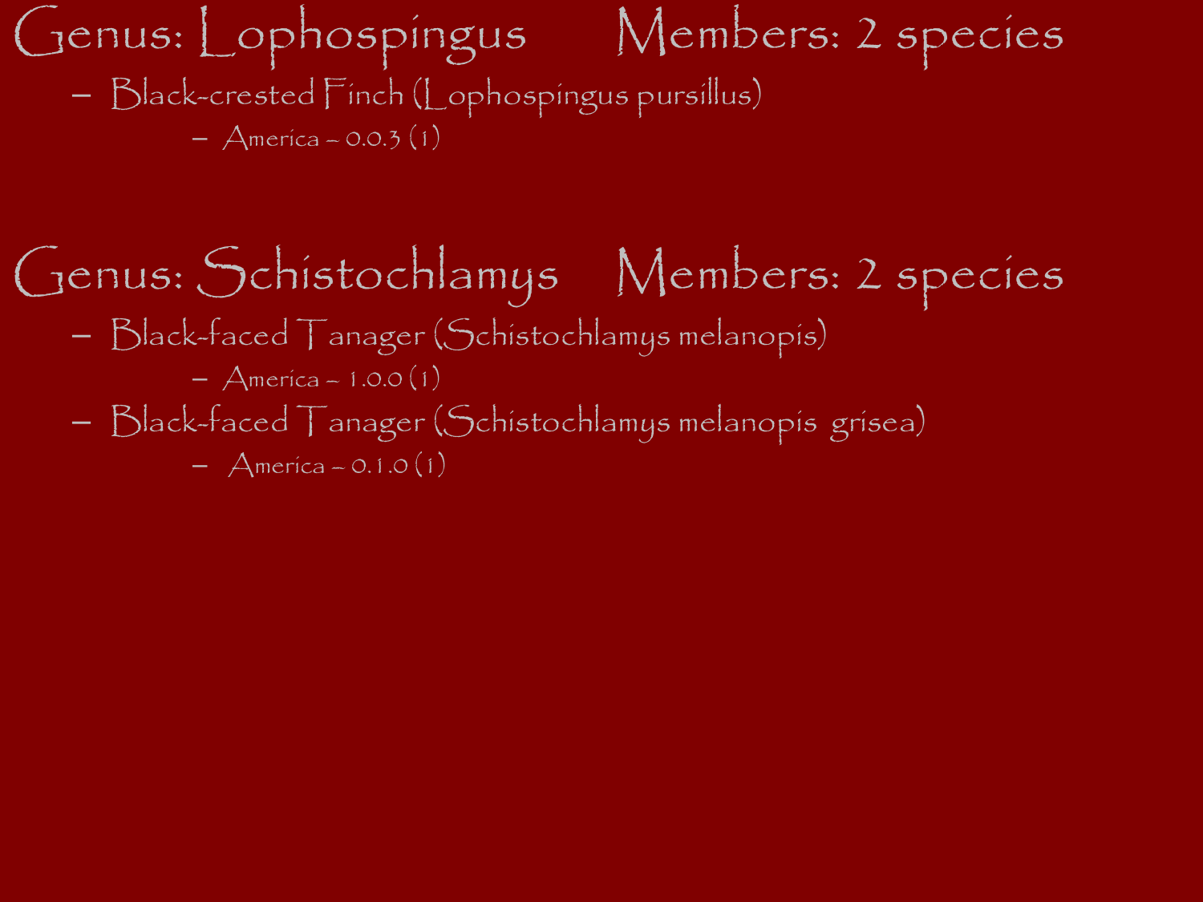# Genus: Lophospingus Members: 2 species

- Black-crested Finch (Lophospingus pursillus)
  - America – 0.0.3 (1)

# Genus: Schistochlamys Members: 2 species

- Black-faced Tanager (Schistochlamys melanopis)
  - America – 1.0.0 (1)
- Black-faced Tanager (Schistochlamys melanopis grisea)
  - America – 0.1.0 (1)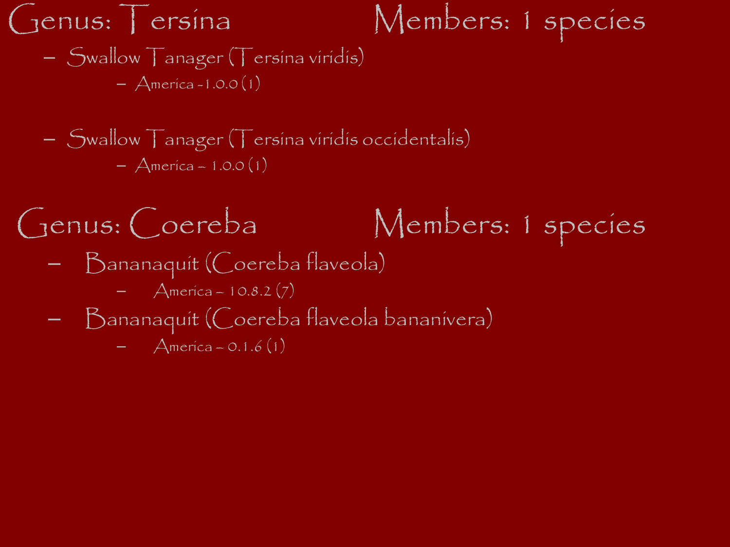## Genus: Tersina — Members: 1 species

- Swallow Tanager (Tersina viridis)
  - America -1.0.0 (1)

- Swallow Tanager (Tersina viridis occidentalis)
  - America – 1.0.0 (1)

## Genus: Coereba — Members: 1 species

- Bananaquit (Coereba flaveola)
  - America – 10.8.2 (7)
- Bananaquit (Coereba flaveola bananivera)
  - America – 0.1.6 (1)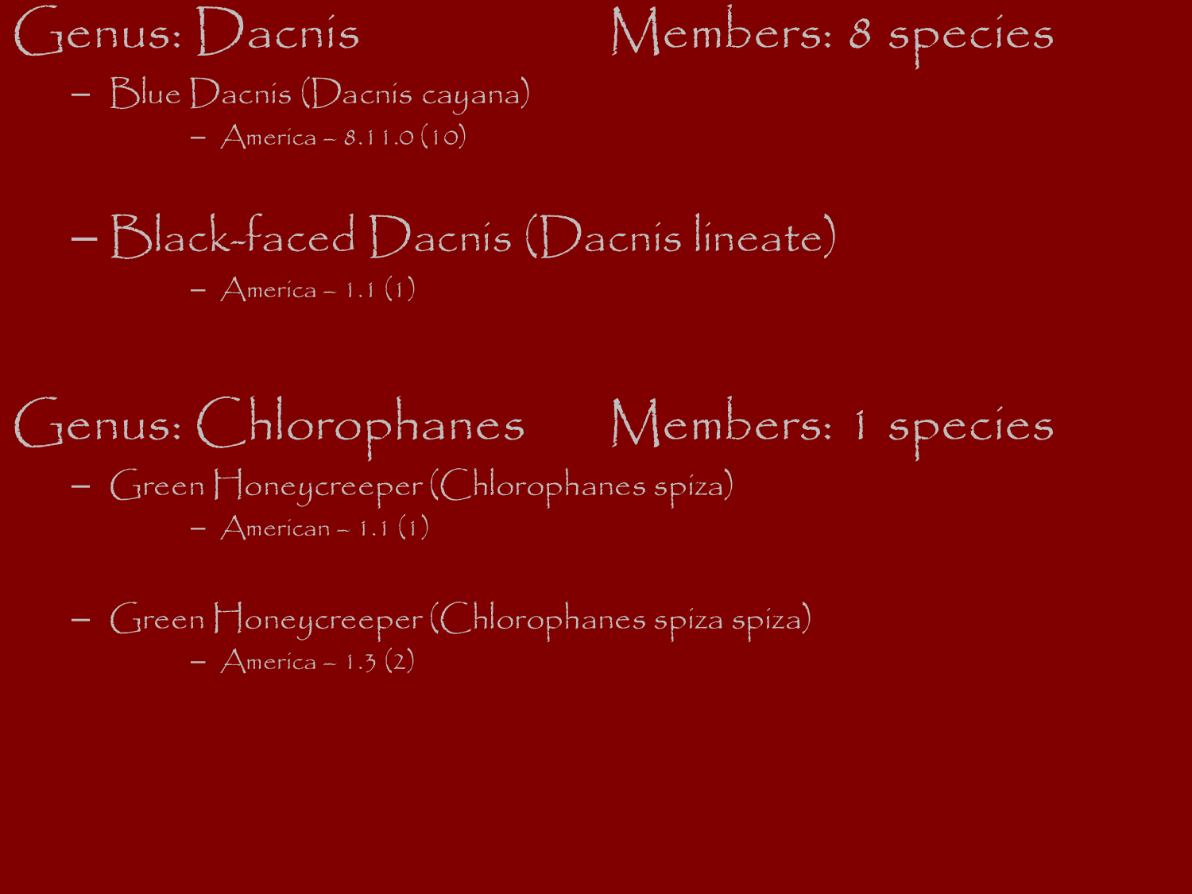## Genus: Dacnis Members: 8 species

- Blue Dacnis (Dacnis cayana)
  - America – 8.11.0 (10)

- Black-faced Dacnis (Dacnis lineate)
  - America – 1.1 (1)

## Genus: Chlorophanes Members: 1 species

- Green Honeycreeper (Chlorophanes spiza)
  - American – 1.1 (1)

- Green Honeycreeper (Chlorophanes spiza spiza)
  - America – 1.3 (2)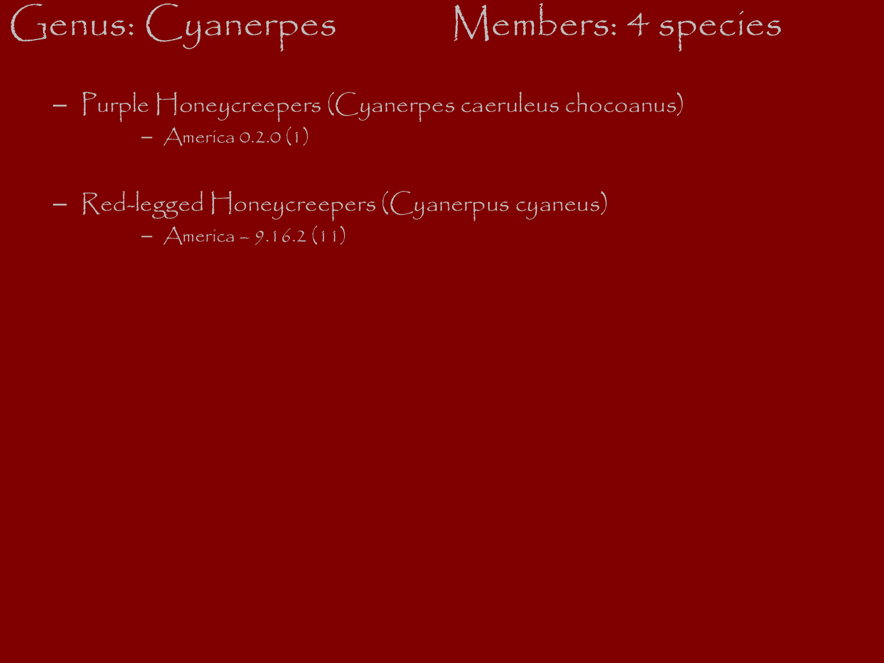# Genus: Cyanerpes Members: 4 species

- Purple Honeycreepers (Cyanerpes caeruleus chocoanus)
  - America 0.2.0 (1)

- Red-legged Honeycreepers (Cyanerpus cyaneus)
  - America – 9.16.2 (11)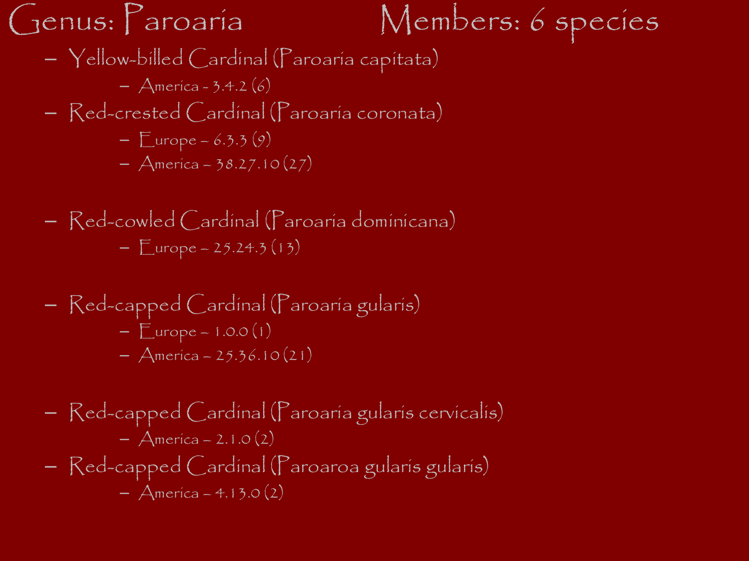# Genus: Paroaria Members: 6 species

- Yellow-billed Cardinal (Paroaria capitata)
  - America - 3.4.2 (6)
- Red-crested Cardinal (Paroaria coronata)
  - Europe – 6.3.3 (9)
  - America – 38.27.10 (27)
- Red-cowled Cardinal (Paroaria dominicana)
  - Europe – 25.24.3 (13)
- Red-capped Cardinal (Paroaria gularis)
  - Europe – 1.0.0 (1)
  - America – 25.36.10 (21)
- Red-capped Cardinal (Paroaria gularis cervicalis)
  - America – 2.1.0 (2)
- Red-capped Cardinal (Paroaroa gularis gularis)
  - America – 4.13.0 (2)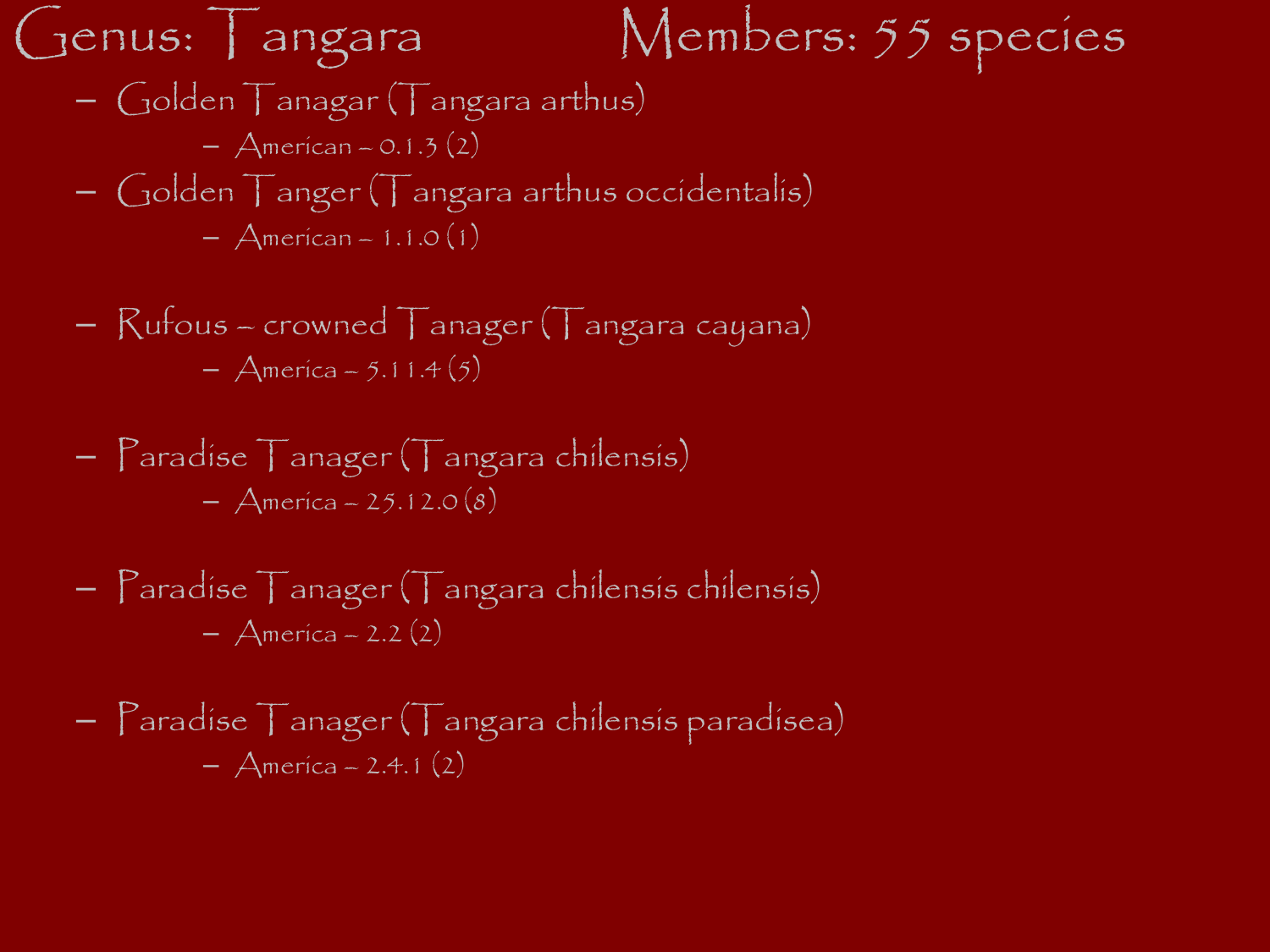# Genus: Tangara    Members: 55 species

- Golden Tanagar (Tangara arthus)
  - American – 0.1.3 (2)
- Golden Tanger (Tangara arthus occidentalis)
  - American – 1.1.0 (1)

- Rufous – crowned Tanager (Tangara cayana)
  - America – 5.11.4 (5)

- Paradise Tanager (Tangara chilensis)
  - America – 25.12.0 (8)

- Paradise Tanager (Tangara chilensis chilensis)
  - America – 2.2 (2)

- Paradise Tanager (Tangara chilensis paradisea)
  - America – 2.4.1 (2)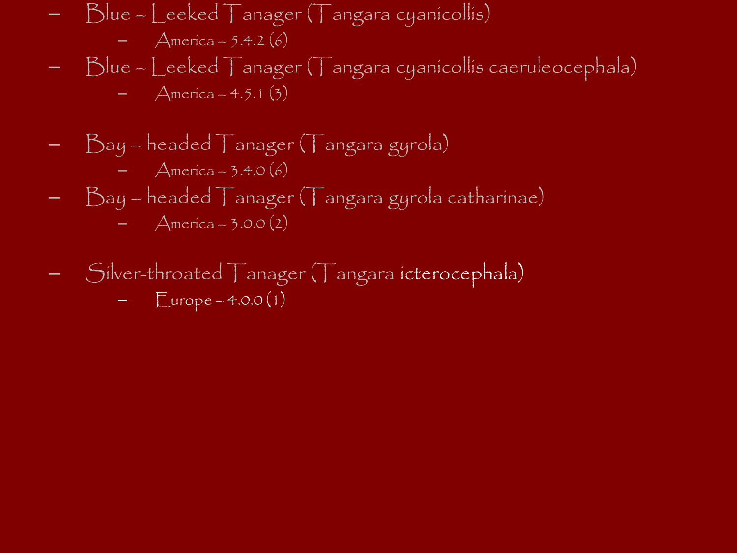- Blue – Leeked Tanager (Tangara cyanicollis)
  - America – 5.4.2 (6)
- Blue – Leeked Tanager (Tangara cyanicollis caeruleocephala)
  - America – 4.5.1 (3)

- Bay – headed Tanager (Tangara gyrola)
  - America – 3.4.0 (6)
- Bay – headed Tanager (Tangara gyrola catharinae)
  - America – 3.0.0 (2)

- Silver-throated Tanager (Tangara icterocephala)
  - Europe – 4.0.0 (1)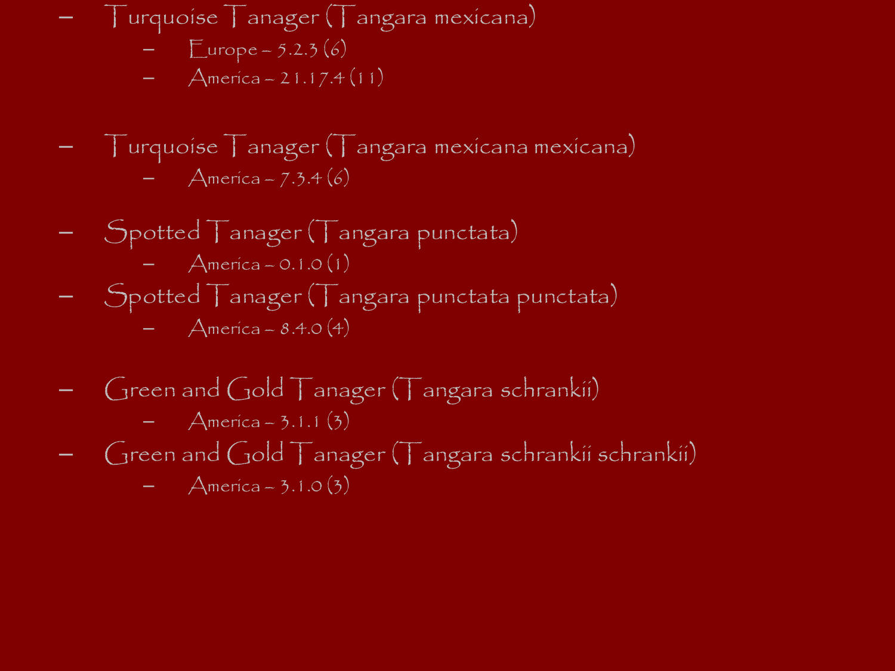- Turquoise Tanager (Tangara mexicana)
  - Europe – 5.2.3 (6)
  - America – 21.17.4 (11)

- Turquoise Tanager (Tangara mexicana mexicana)
  - America – 7.3.4 (6)

- Spotted Tanager (Tangara punctata)
  - America – 0.1.0 (1)
- Spotted Tanager (Tangara punctata punctata)
  - America – 8.4.0 (4)

- Green and Gold Tanager (Tangara schrankii)
  - America – 3.1.1 (3)
- Green and Gold Tanager (Tangara schrankii schrankii)
  - America – 3.1.0 (3)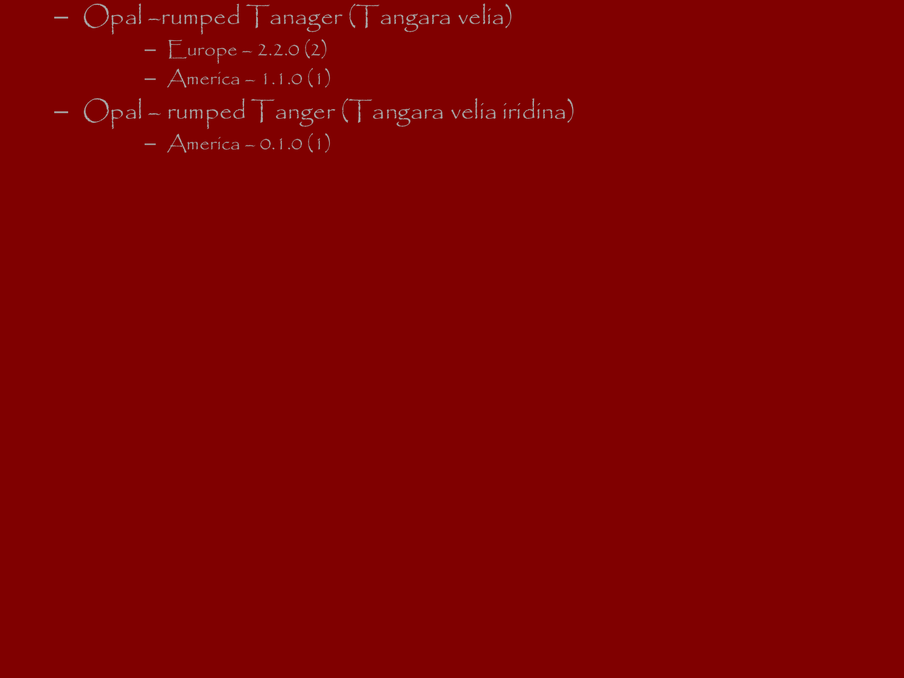- Opal -rumped Tanager (Tangara velia)
  - Europe - 2.2.0 (2)
  - America - 1.1.0 (1)
- Opal - rumped Tanger (Tangara velia iridina)
  - America - 0.1.0 (1)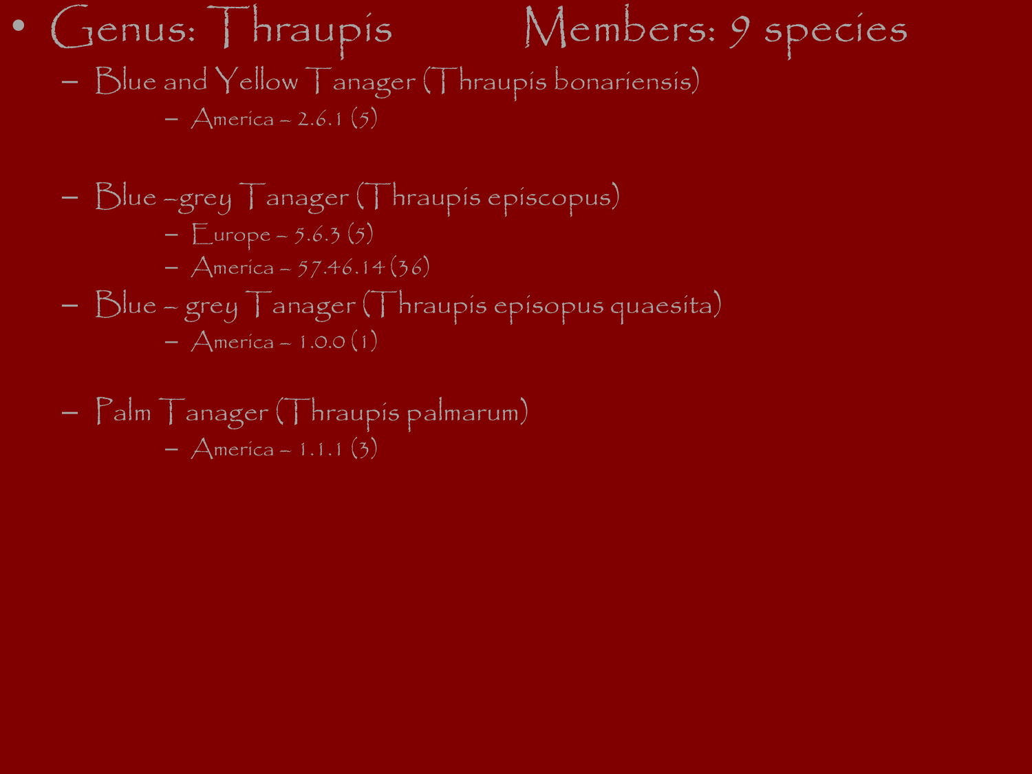- Genus: Thraupis Members: 9 species
  - Blue and Yellow Tanager (Thraupis bonariensis)
    - America – 2.6.1 (5)
  - Blue –grey Tanager (Thraupis episcopus)
    - Europe – 5.6.3 (5)
    - America – 57.46.14 (36)
  - Blue – grey Tanager (Thraupis episopus quaesita)
    - America – 1.0.0 (1)
  - Palm Tanager (Thraupis palmarum)
    - America – 1.1.1 (3)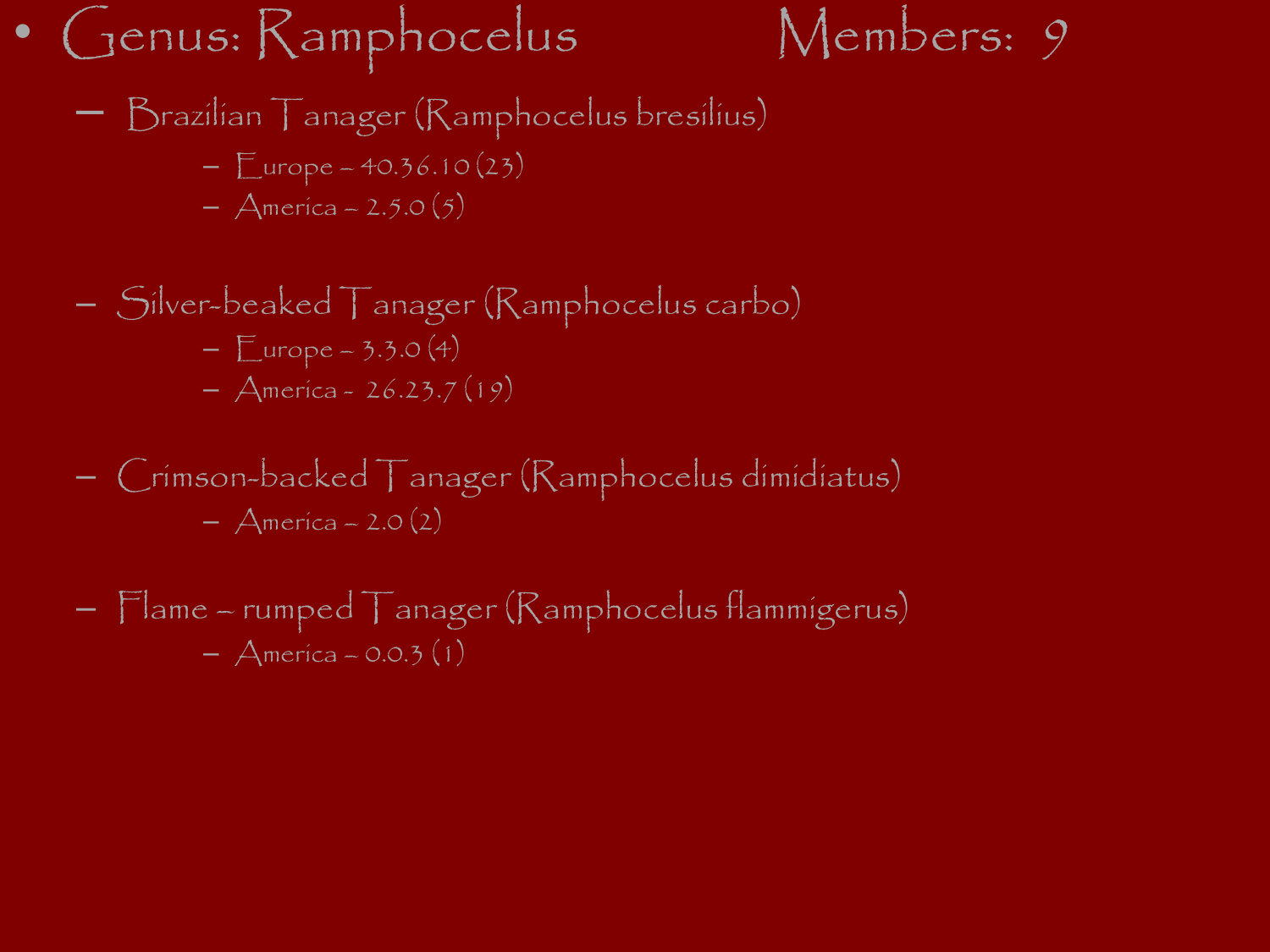- Genus: Ramphocelus    Members: 9
  - Brazilian Tanager (Ramphocelus bresilius)
    - Europe – 40.36.10 (23)
    - America – 2.5.0 (5)
  - Silver-beaked Tanager (Ramphocelus carbo)
    - Europe – 3.3.0 (4)
    - America - 26.23.7 (19)
  - Crimson-backed Tanager (Ramphocelus dimidiatus)
    - America – 2.0 (2)
  - Flame – rumped Tanager (Ramphocelus flammigerus)
    - America – 0.0.3 (1)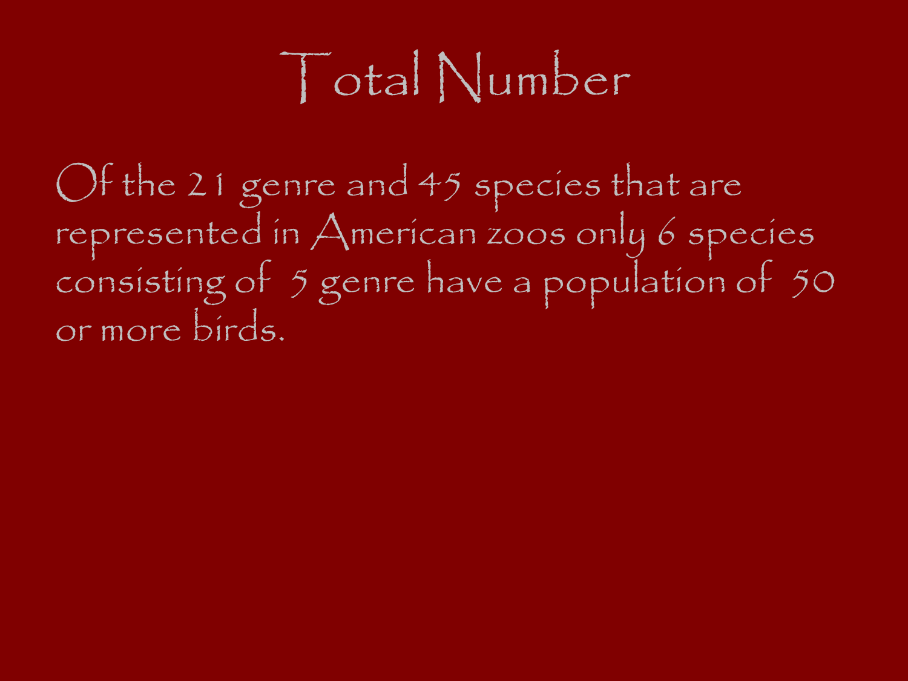# Total Number

Of the 21 genre and 45 species that are represented in American zoos only 6 species consisting of 5 genre have a population of 50 or more birds.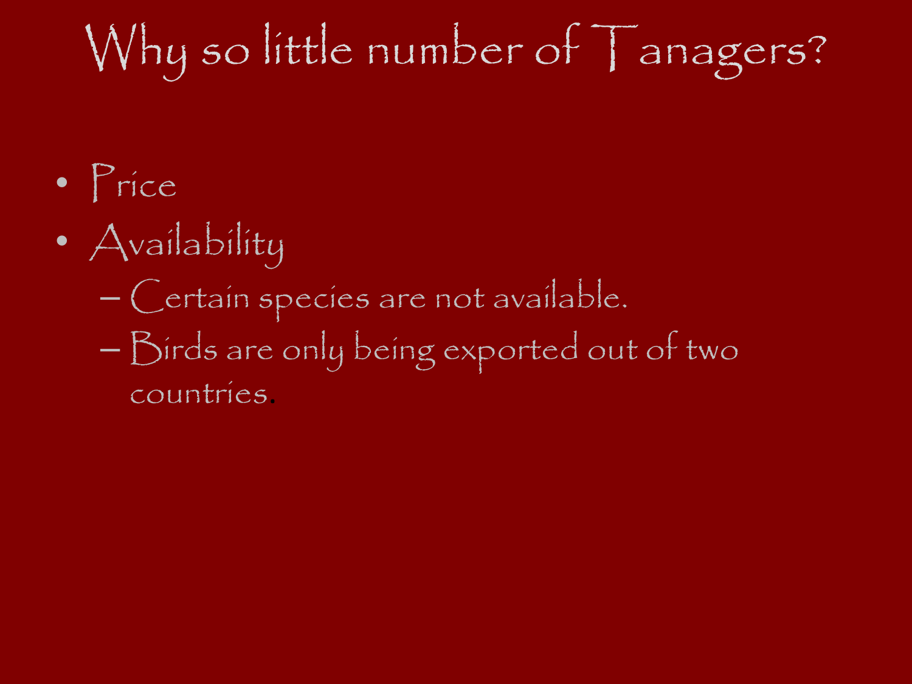# Why so little number of Tanagers?

- Price
- Availability
  - Certain species are not available.
  - Birds are only being exported out of two countries.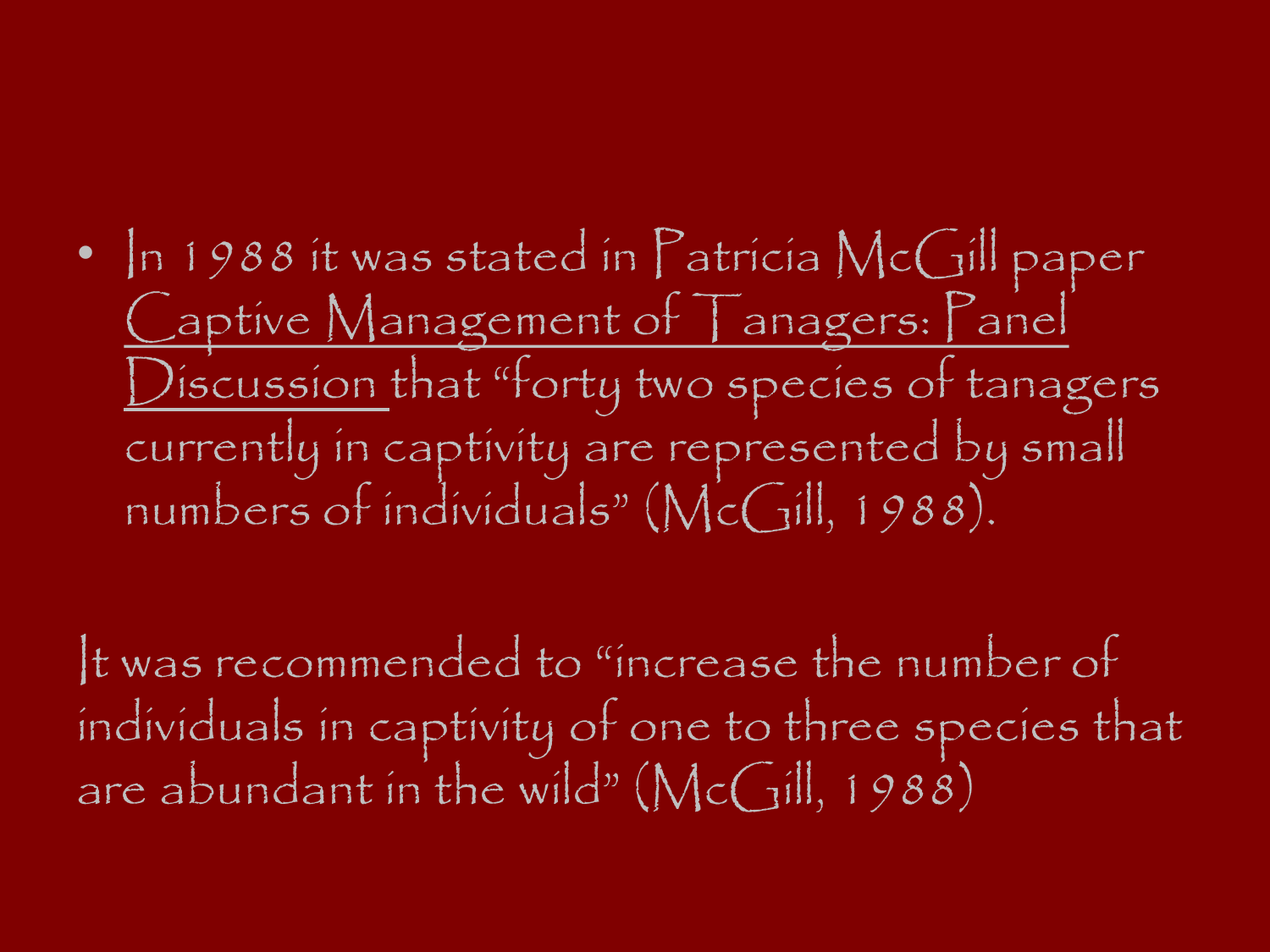- In 1988 it was stated in Patricia McGill paper Captive Management of Tanagers: Panel Discussion that "forty two species of tanagers currently in captivity are represented by small numbers of individuals" (McGill, 1988).

It was recommended to "increase the number of individuals in captivity of one to three species that are abundant in the wild" (McGill, 1988)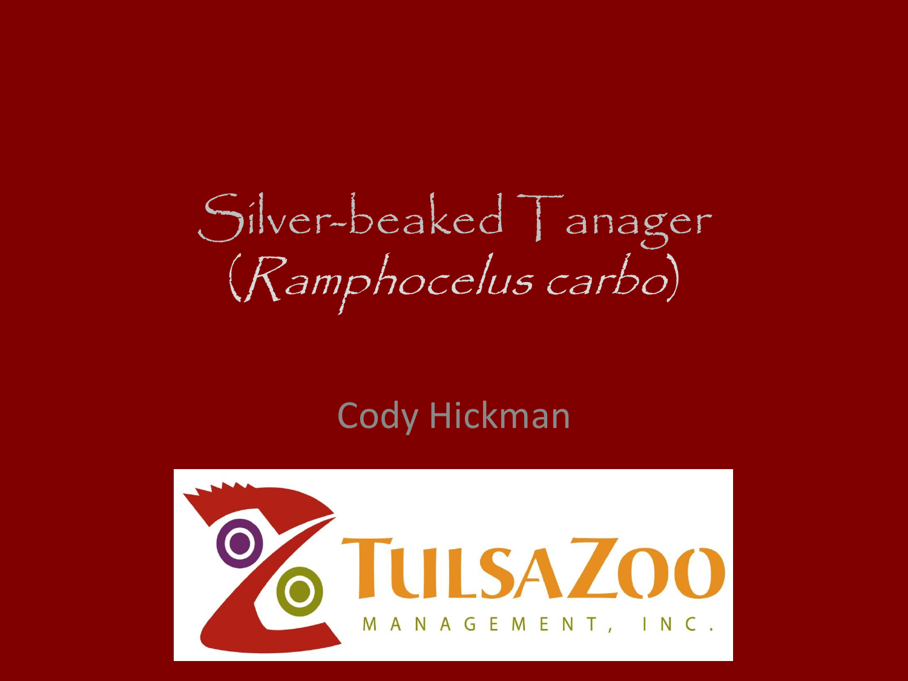# Silver-beaked Tanager (*Ramphocelus carbo*)

Cody Hickman

TulsaZoo MANAGEMENT, INC.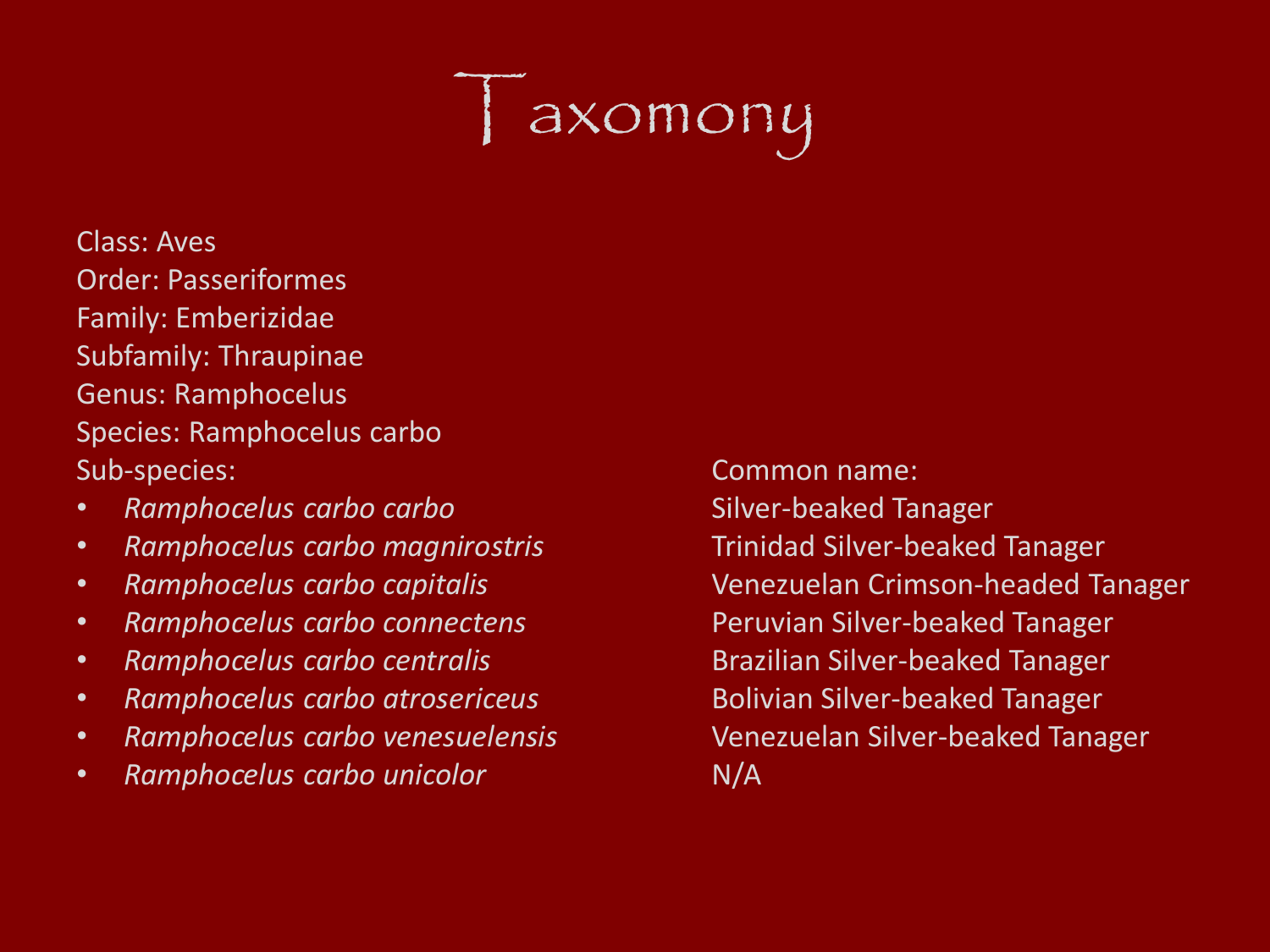# Taxomony

Class: Aves
Order: Passeriformes
Family: Emberizidae
Subfamily: Thraupinae
Genus: Ramphocelus
Species: Ramphocelus carbo

| Sub-species: | Common name: |
|---|---|
| *Ramphocelus carbo carbo* | Silver-beaked Tanager |
| *Ramphocelus carbo magnirostris* | Trinidad Silver-beaked Tanager |
| *Ramphocelus carbo capitalis* | Venezuelan Crimson-headed Tanager |
| *Ramphocelus carbo connectens* | Peruvian Silver-beaked Tanager |
| *Ramphocelus carbo centralis* | Brazilian Silver-beaked Tanager |
| *Ramphocelus carbo atrosericeus* | Bolivian Silver-beaked Tanager |
| *Ramphocelus carbo venesuelensis* | Venezuelan Silver-beaked Tanager |
| *Ramphocelus carbo unicolor* | N/A |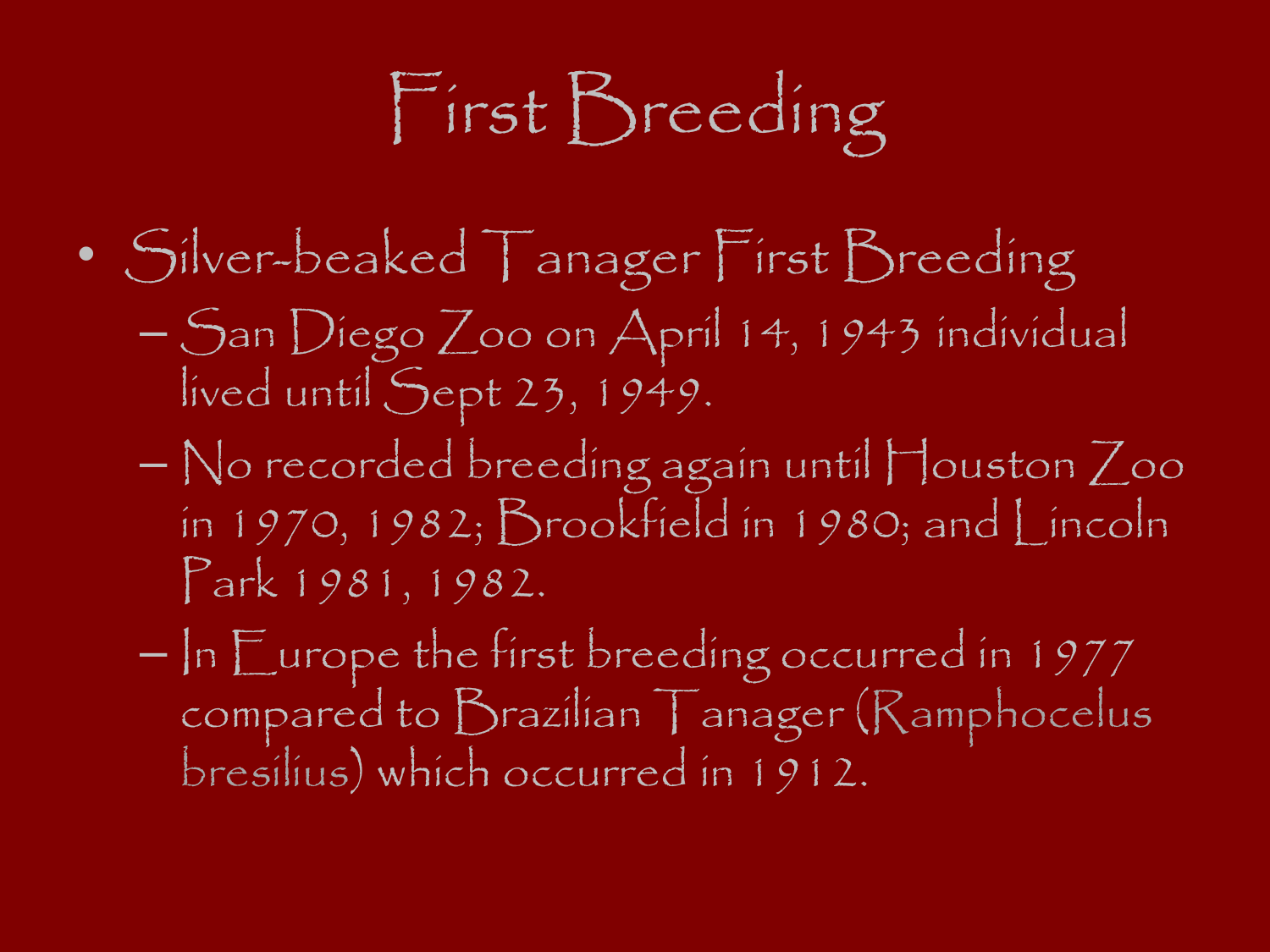# First Breeding

- Silver-beaked Tanager First Breeding
  - San Diego Zoo on April 14, 1943 individual lived until Sept 23, 1949.
  - No recorded breeding again until Houston Zoo in 1970, 1982; Brookfield in 1980; and Lincoln Park 1981, 1982.
  - In Europe the first breeding occurred in 1977 compared to Brazilian Tanager (Ramphocelus bresilius) which occurred in 1912.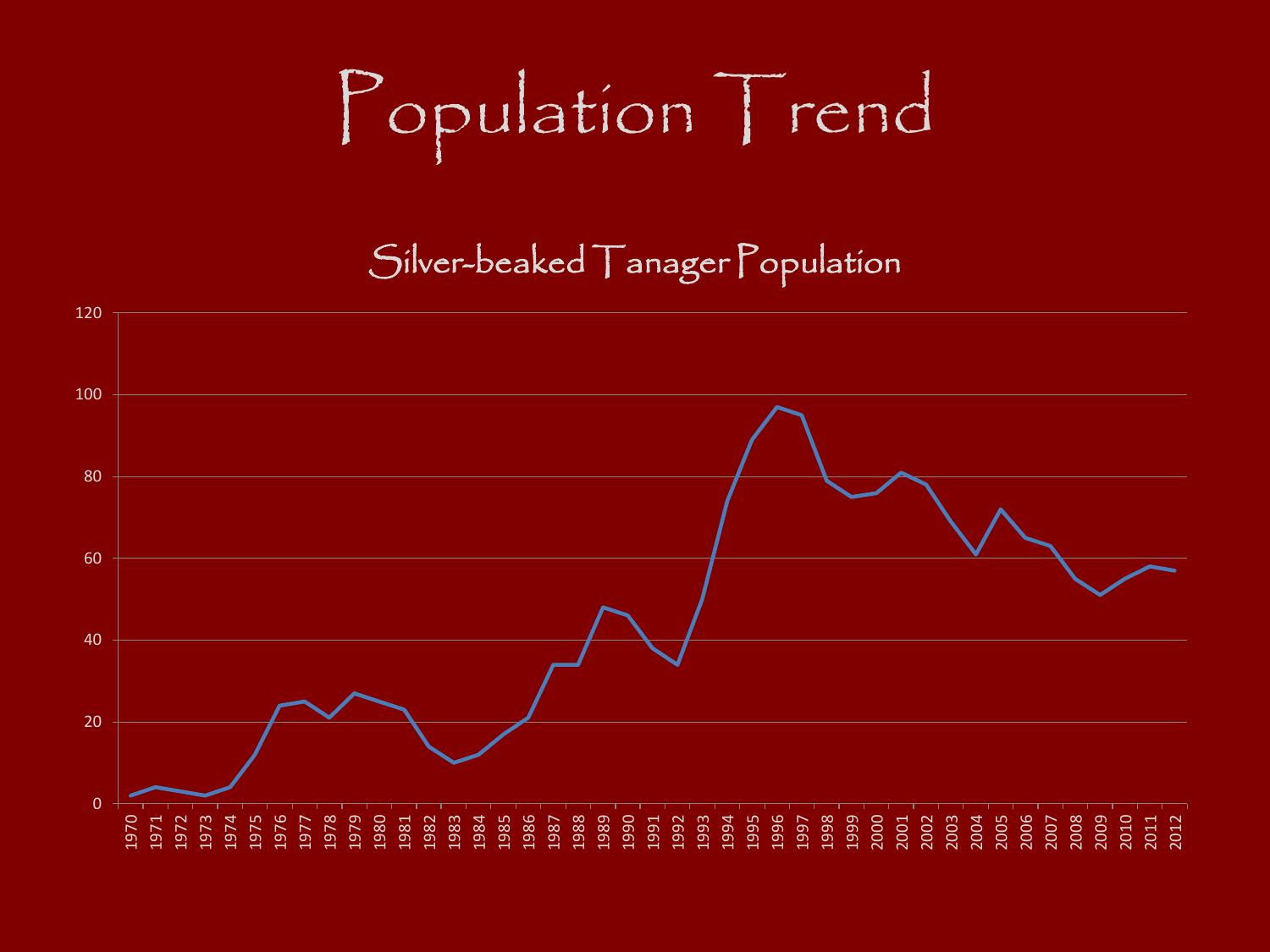# Population Trend

## Silver-beaked Tanager Population

| Year | Population |
|---|---|
| 1970 | 2 |
| 1971 | 4 |
| 1972 | 3 |
| 1973 | 2 |
| 1974 | 4 |
| 1975 | 12 |
| 1976 | 24 |
| 1977 | 25 |
| 1978 | 21 |
| 1979 | 27 |
| 1980 | 25 |
| 1981 | 23 |
| 1982 | 14 |
| 1983 | 10 |
| 1984 | 12 |
| 1985 | 17 |
| 1986 | 21 |
| 1987 | 34 |
| 1988 | 34 |
| 1989 | 48 |
| 1990 | 46 |
| 1991 | 38 |
| 1992 | 34 |
| 1993 | 50 |
| 1994 | 74 |
| 1995 | 89 |
| 1996 | 97 |
| 1997 | 95 |
| 1998 | 79 |
| 1999 | 75 |
| 2000 | 76 |
| 2001 | 81 |
| 2002 | 78 |
| 2003 | 69 |
| 2004 | 61 |
| 2005 | 72 |
| 2006 | 65 |
| 2007 | 63 |
| 2008 | 55 |
| 2009 | 51 |
| 2010 | 55 |
| 2011 | 58 |
| 2012 | 57 |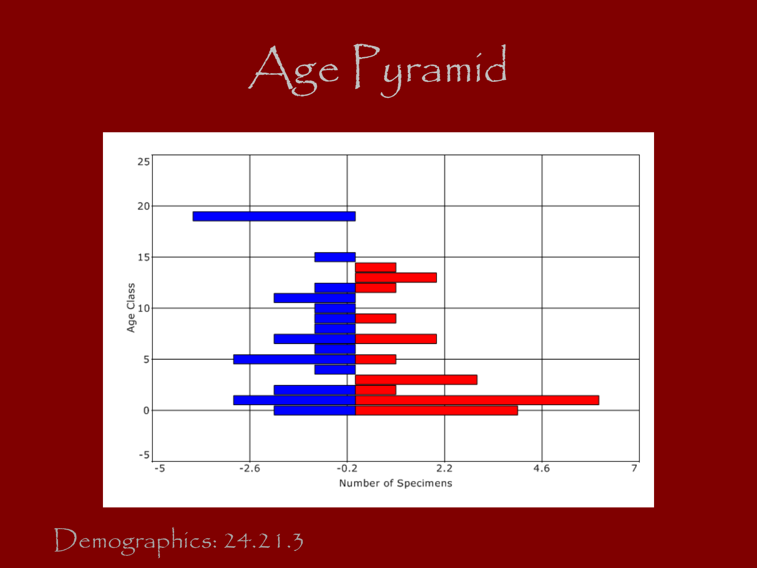# Age Pyramid

Demographics: 24.21.3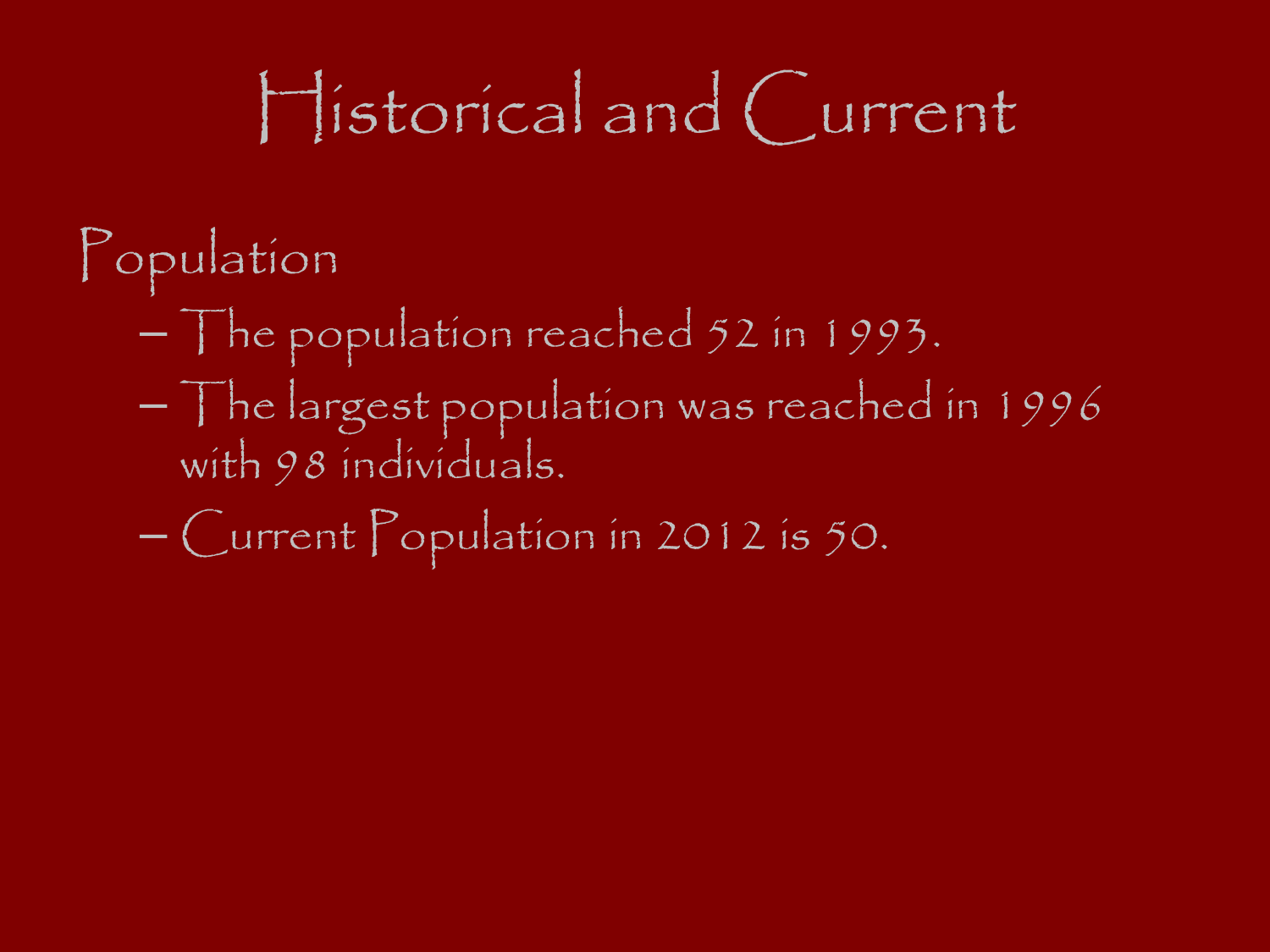# Historical and Current

Population

- The population reached 52 in 1993.
- The largest population was reached in 1996 with 98 individuals.
- Current Population in 2012 is 50.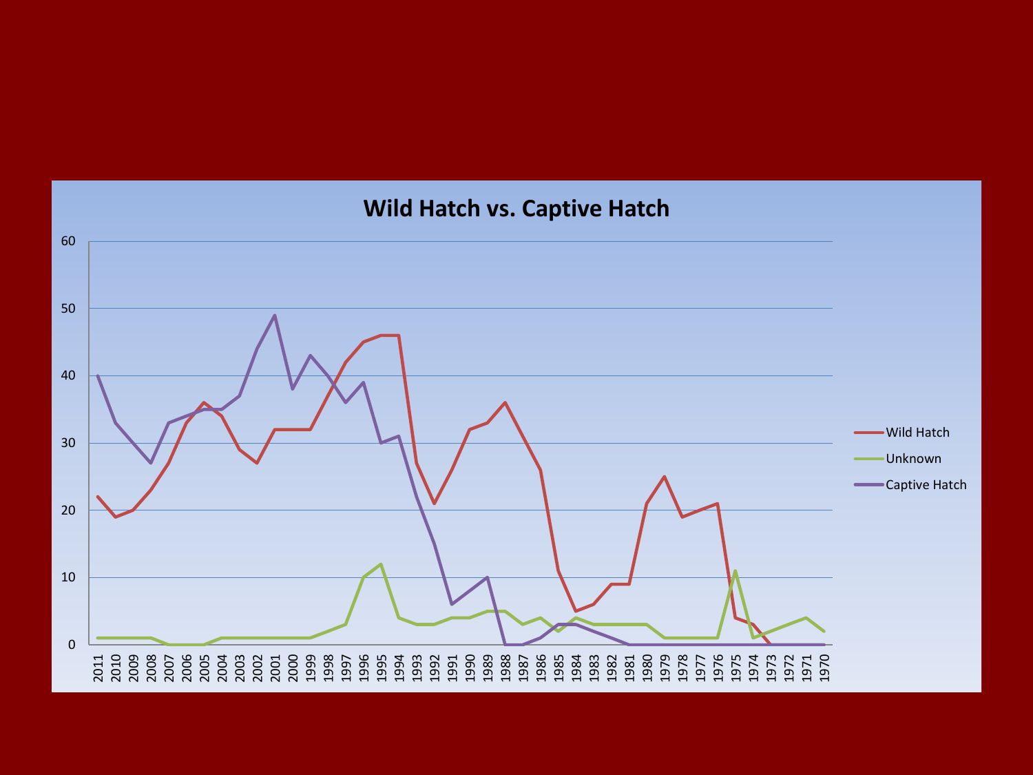## Wild Hatch vs. Captive Hatch

| Year | Wild Hatch | Unknown | Captive Hatch |
|---|---|---|---|
| 2011 | 22 | 1 | 40 |
| 2010 | 19 | 1 | 33 |
| 2009 | 20 | 1 | 30 |
| 2008 | 23 | 1 | 27 |
| 2007 | 27 | 0 | 33 |
| 2006 | 33 | 0 | 34 |
| 2005 | 36 | 0 | 35 |
| 2004 | 34 | 1 | 35 |
| 2003 | 29 | 1 | 37 |
| 2002 | 27 | 1 | 44 |
| 2001 | 32 | 1 | 49 |
| 2000 | 32 | 1 | 38 |
| 1999 | 32 | 1 | 43 |
| 1998 | 37 | 2 | 40 |
| 1997 | 42 | 3 | 36 |
| 1996 | 45 | 10 | 39 |
| 1995 | 46 | 12 | 30 |
| 1994 | 46 | 4 | 31 |
| 1993 | 27 | 3 | 22 |
| 1992 | 21 | 3 | 15 |
| 1991 | 26 | 4 | 6 |
| 1990 | 32 | 4 | 8 |
| 1989 | 33 | 5 | 10 |
| 1988 | 36 | 5 | 0 |
| 1987 | 31 | 3 | 0 |
| 1986 | 26 | 4 | 1 |
| 1985 | 11 | 2 | 3 |
| 1984 | 5 | 4 | 3 |
| 1983 | 6 | 3 | 2 |
| 1982 | 9 | 3 | 1 |
| 1981 | 9 | 3 | 0 |
| 1980 | 21 | 3 | 0 |
| 1979 | 25 | 1 | 0 |
| 1978 | 19 | 1 | 0 |
| 1977 | 20 | 1 | 0 |
| 1976 | 21 | 1 | 0 |
| 1975 | 4 | 11 | 0 |
| 1974 | 3 | 1 | 0 |
| 1973 | 0 | 2 | 0 |
| 1972 | 0 | 3 | 0 |
| 1971 | 0 | 4 | 0 |
| 1970 | 0 | 2 | 0 |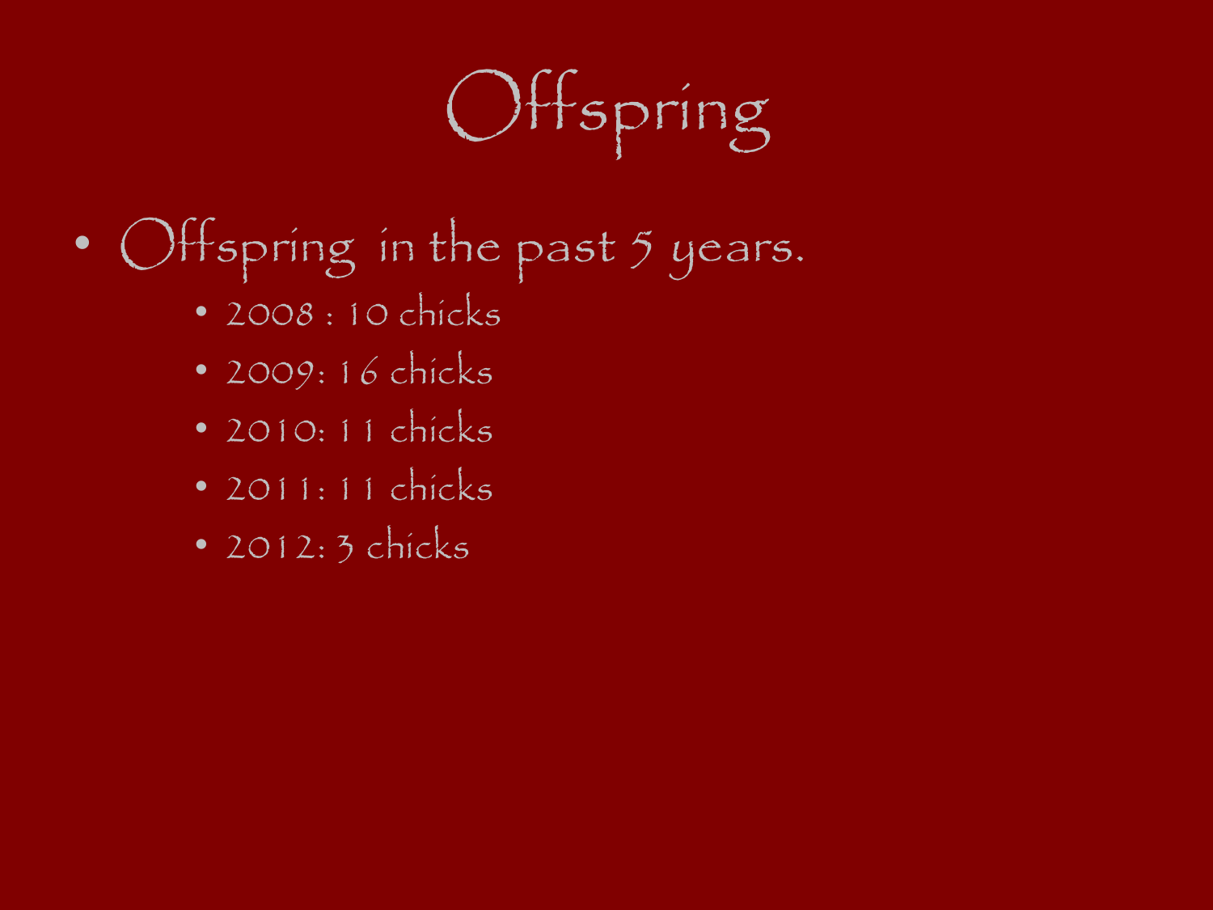# Offspring

- Offspring in the past 5 years.
  - 2008 : 10 chicks
  - 2009: 16 chicks
  - 2010: 11 chicks
  - 2011: 11 chicks
  - 2012: 3 chicks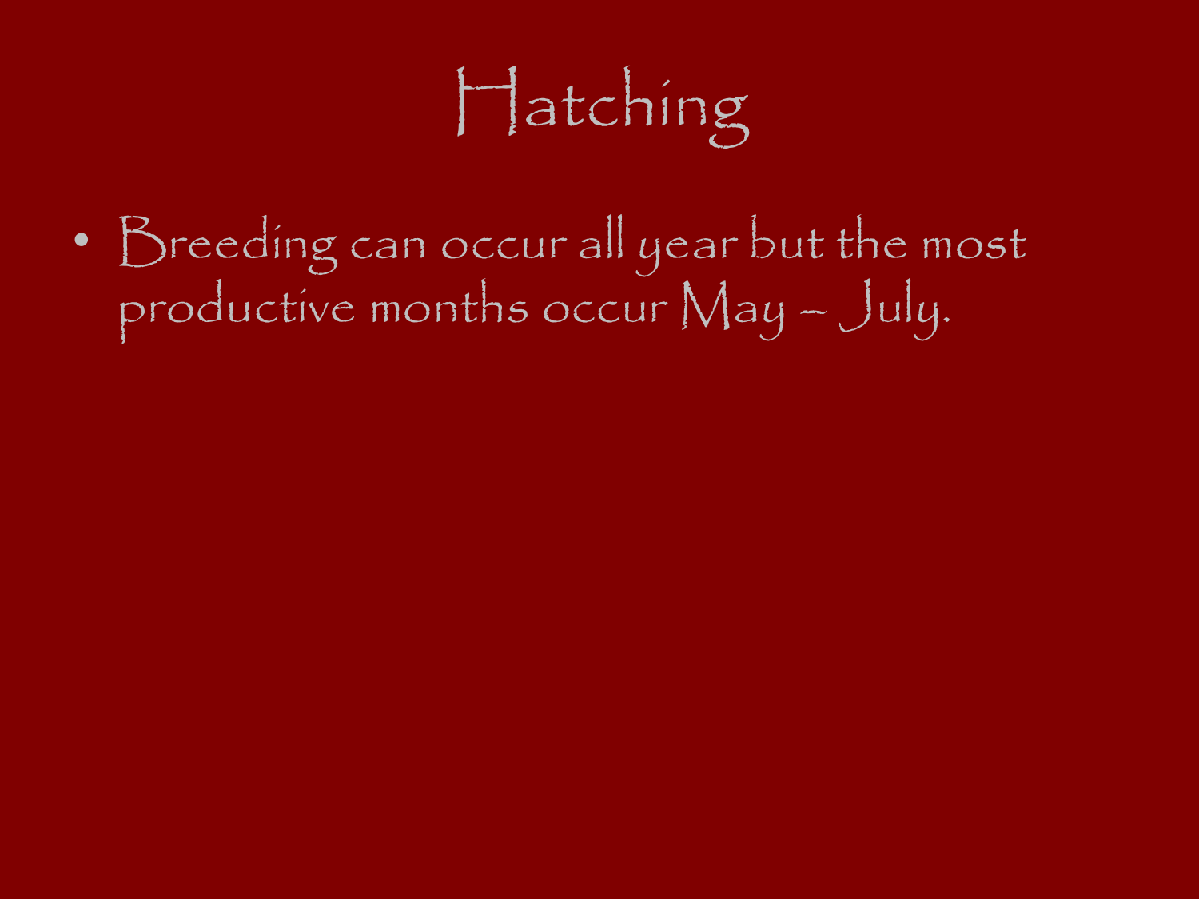# Hatching

- Breeding can occur all year but the most productive months occur May – July.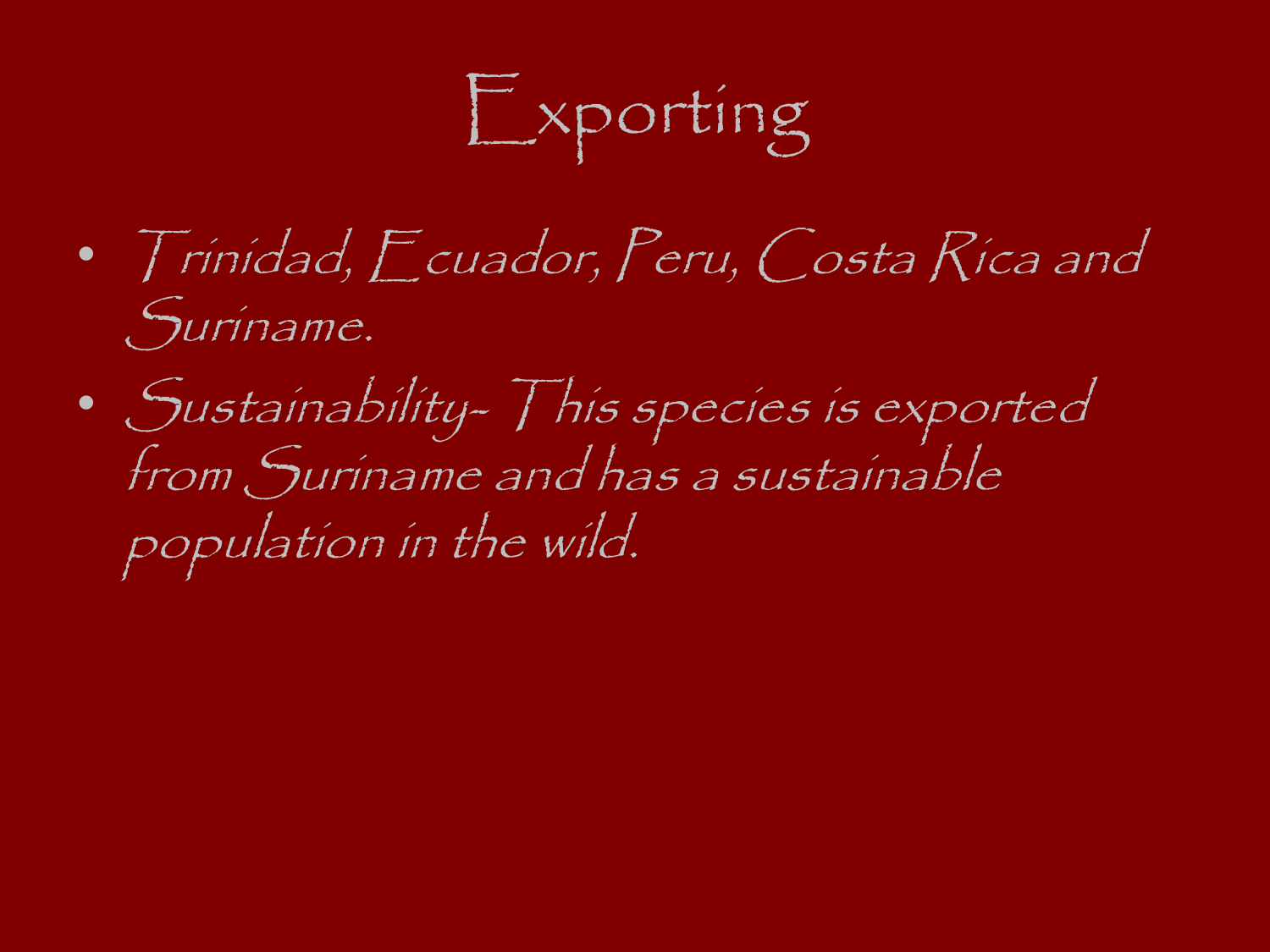# Exporting

- *Trinidad, Ecuador, Peru, Costa Rica and Suriname.*
- *Sustainability- This species is exported from Suriname and has a sustainable population in the wild.*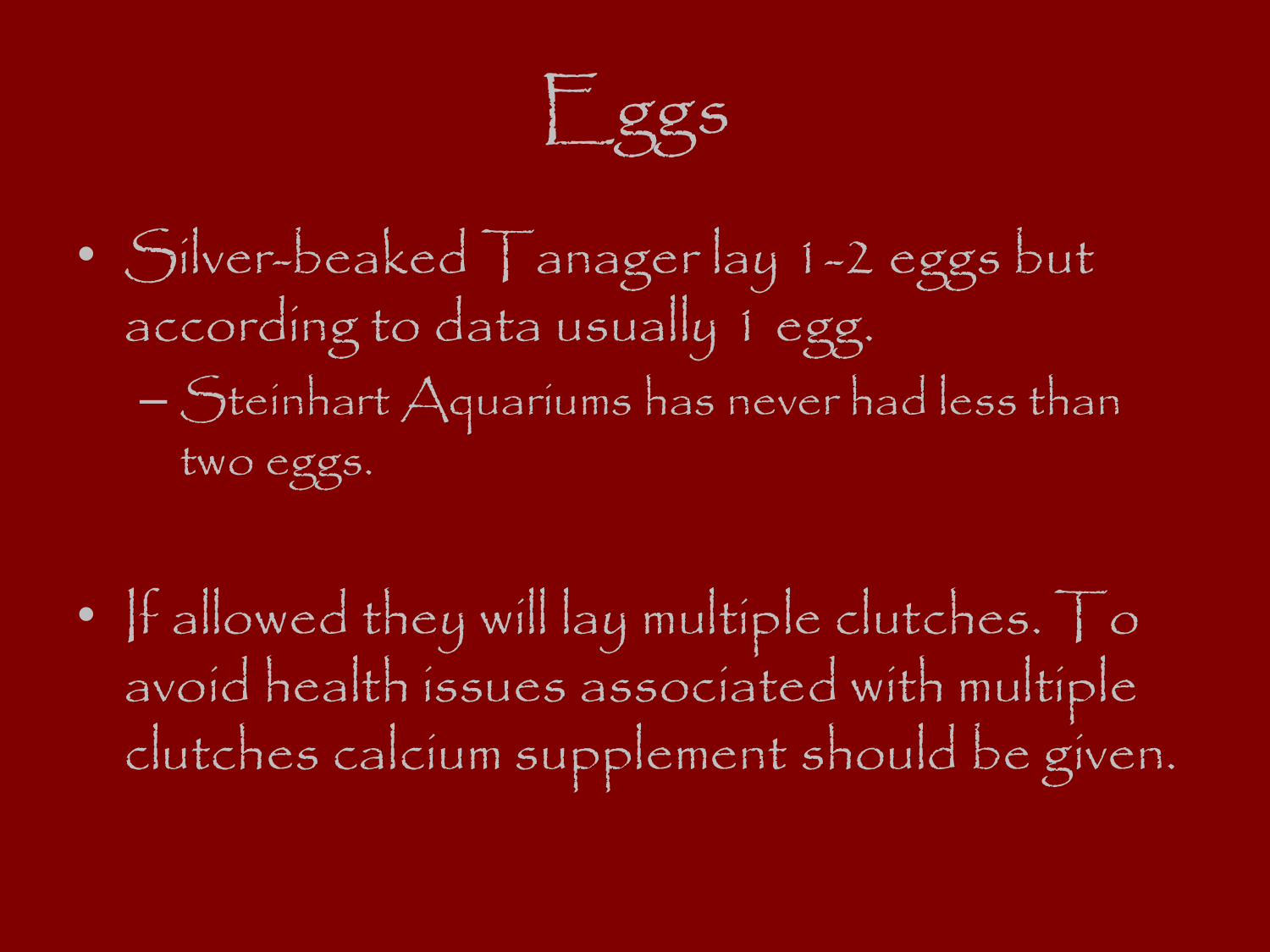# Eggs

- Silver-beaked Tanager lay 1-2 eggs but according to data usually 1 egg.
  - Steinhart Aquariums has never had less than two eggs.

- If allowed they will lay multiple clutches. To avoid health issues associated with multiple clutches calcium supplement should be given.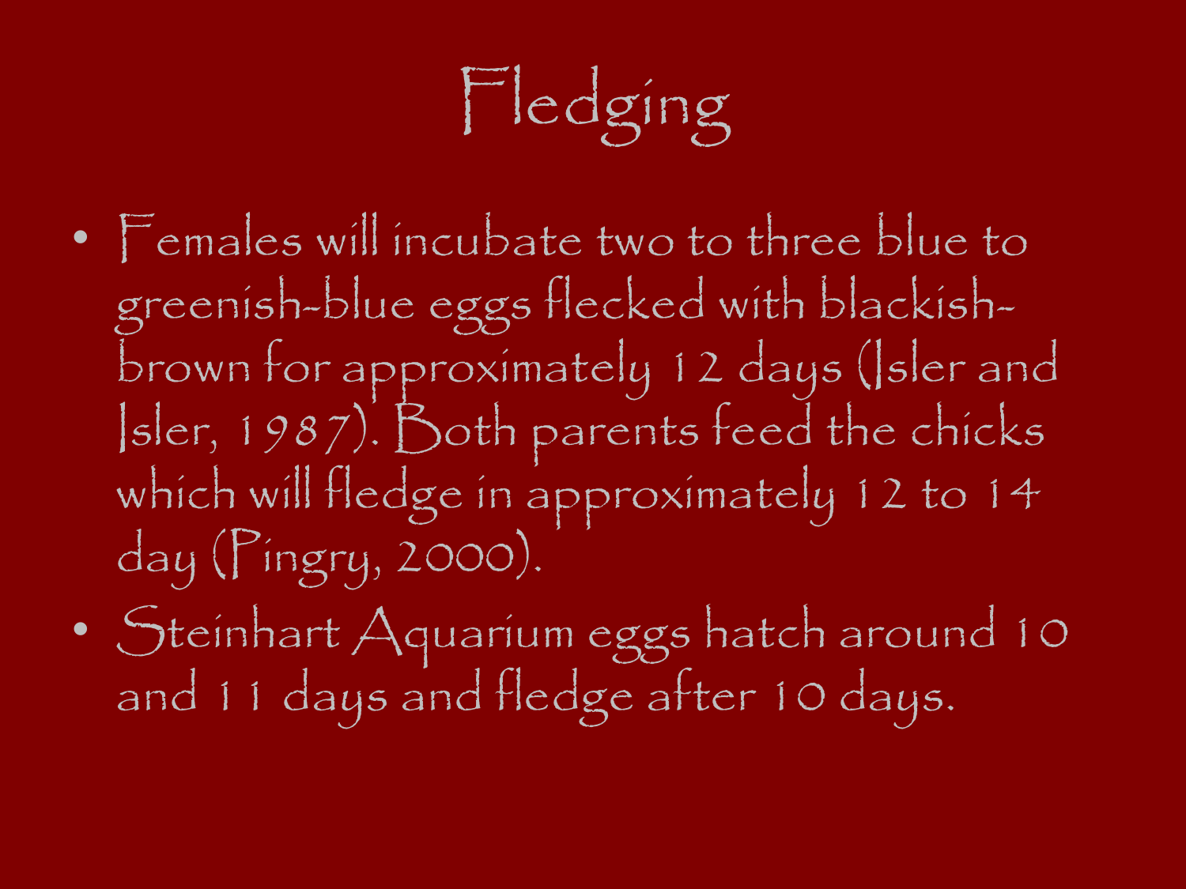# Fledging

- Females will incubate two to three blue to greenish-blue eggs flecked with blackish-brown for approximately 12 days (Isler and Isler, 1987). Both parents feed the chicks which will fledge in approximately 12 to 14 day (Pingry, 2000).
- Steinhart Aquarium eggs hatch around 10 and 11 days and fledge after 10 days.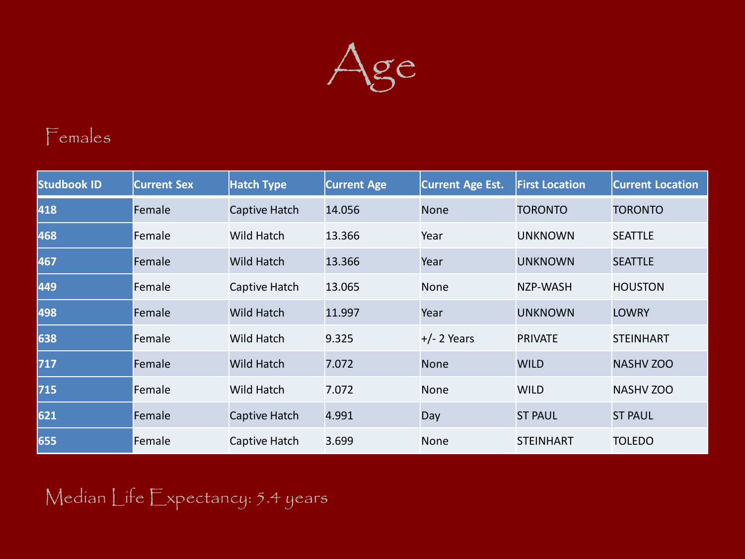# Age

## Females

| Studbook ID | Current Sex | Hatch Type | Current Age | Current Age Est. | First Location | Current Location |
|---|---|---|---|---|---|---|
| 418 | Female | Captive Hatch | 14.056 | None | TORONTO | TORONTO |
| 468 | Female | Wild Hatch | 13.366 | Year | UNKNOWN | SEATTLE |
| 467 | Female | Wild Hatch | 13.366 | Year | UNKNOWN | SEATTLE |
| 449 | Female | Captive Hatch | 13.065 | None | NZP-WASH | HOUSTON |
| 498 | Female | Wild Hatch | 11.997 | Year | UNKNOWN | LOWRY |
| 638 | Female | Wild Hatch | 9.325 | +/- 2 Years | PRIVATE | STEINHART |
| 717 | Female | Wild Hatch | 7.072 | None | WILD | NASHV ZOO |
| 715 | Female | Wild Hatch | 7.072 | None | WILD | NASHV ZOO |
| 621 | Female | Captive Hatch | 4.991 | Day | ST PAUL | ST PAUL |
| 655 | Female | Captive Hatch | 3.699 | None | STEINHART | TOLEDO |

Median Life Expectancy: 5.4 years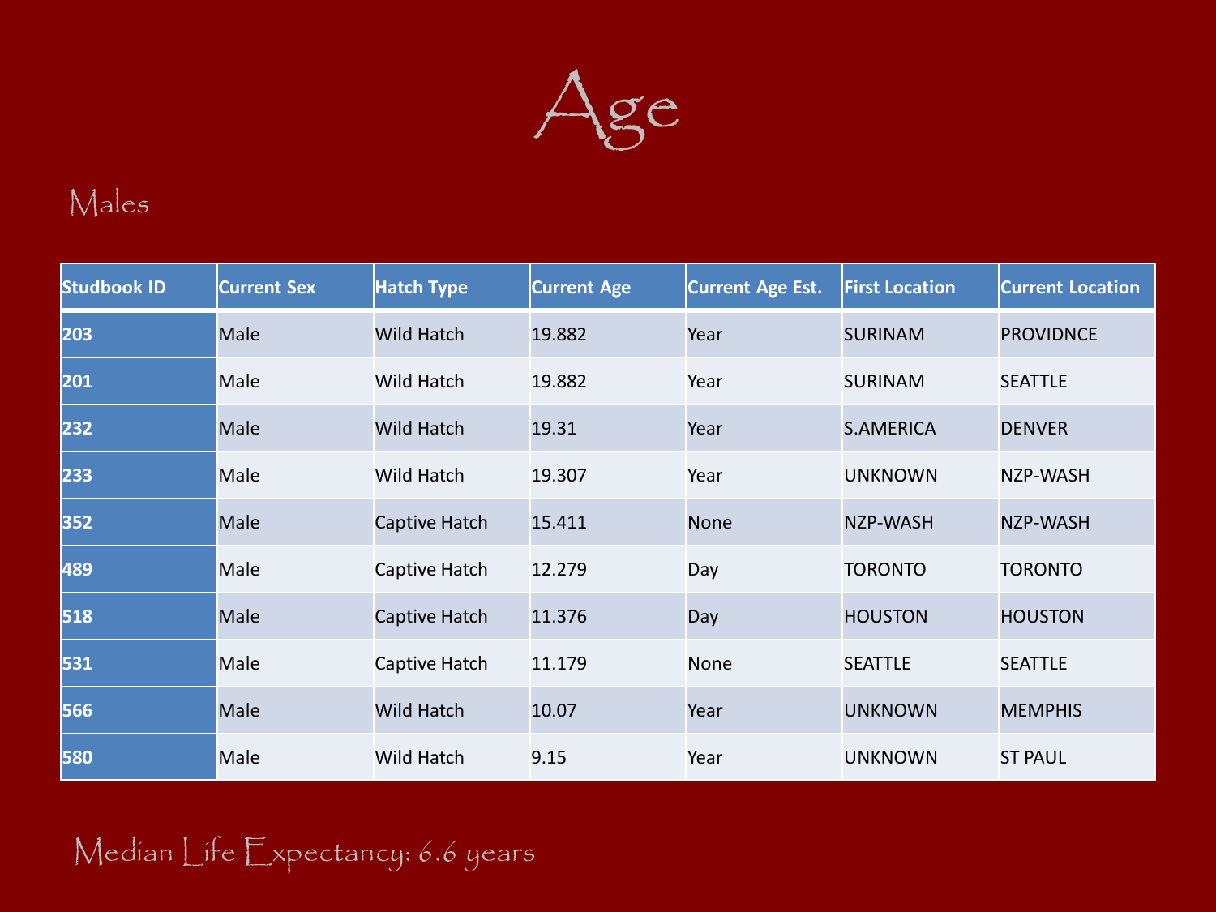# Age

## Males

| Studbook ID | Current Sex | Hatch Type | Current Age | Current Age Est. | First Location | Current Location |
|---|---|---|---|---|---|---|
| 203 | Male | Wild Hatch | 19.882 | Year | SURINAM | PROVIDNCE |
| 201 | Male | Wild Hatch | 19.882 | Year | SURINAM | SEATTLE |
| 232 | Male | Wild Hatch | 19.31 | Year | S.AMERICA | DENVER |
| 233 | Male | Wild Hatch | 19.307 | Year | UNKNOWN | NZP-WASH |
| 352 | Male | Captive Hatch | 15.411 | None | NZP-WASH | NZP-WASH |
| 489 | Male | Captive Hatch | 12.279 | Day | TORONTO | TORONTO |
| 518 | Male | Captive Hatch | 11.376 | Day | HOUSTON | HOUSTON |
| 531 | Male | Captive Hatch | 11.179 | None | SEATTLE | SEATTLE |
| 566 | Male | Wild Hatch | 10.07 | Year | UNKNOWN | MEMPHIS |
| 580 | Male | Wild Hatch | 9.15 | Year | UNKNOWN | ST PAUL |

Median Life Expectancy: 6.6 years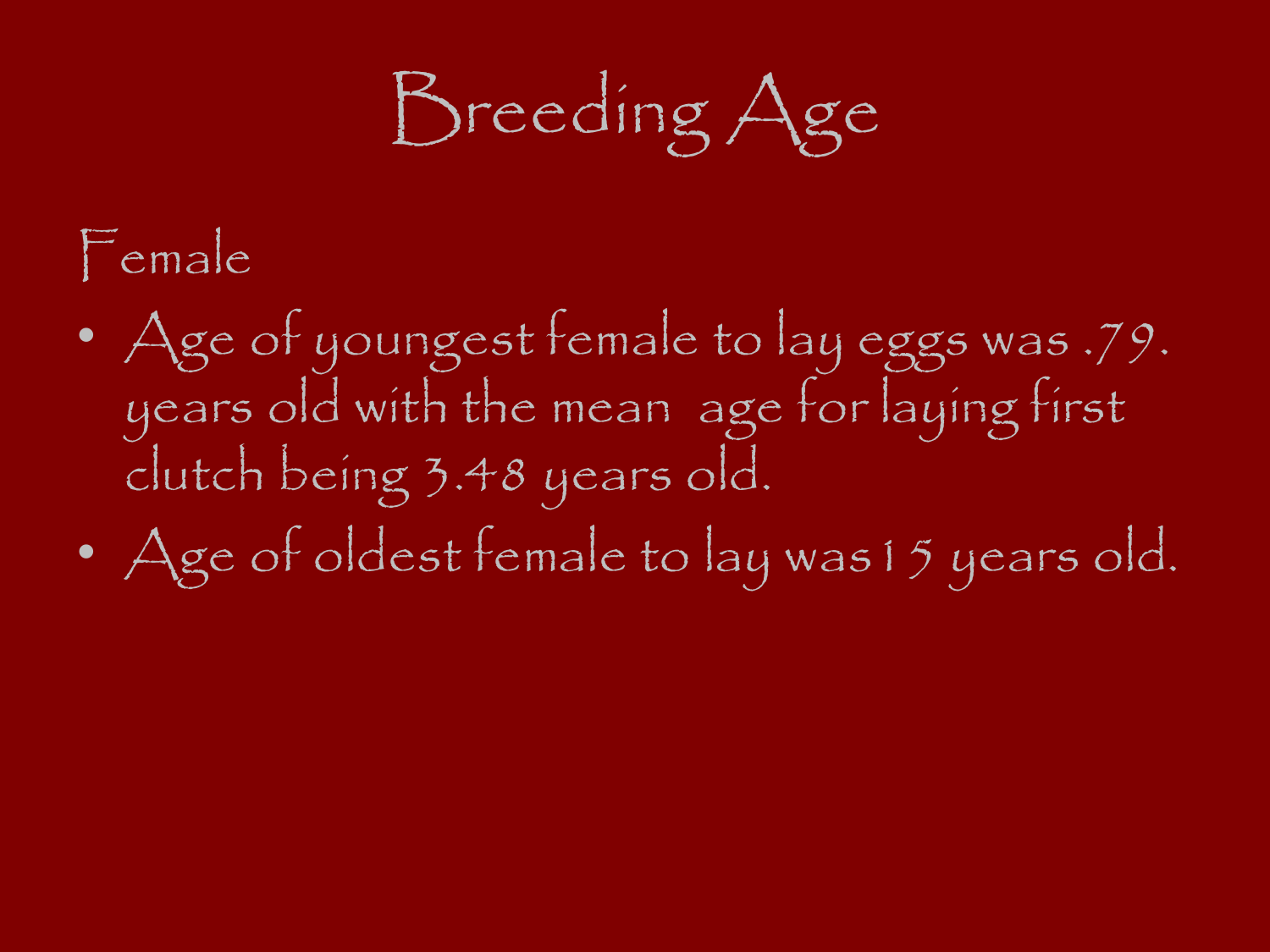# Breeding Age

Female

- Age of youngest female to lay eggs was .79. years old with the mean age for laying first clutch being 3.48 years old.
- Age of oldest female to lay was 15 years old.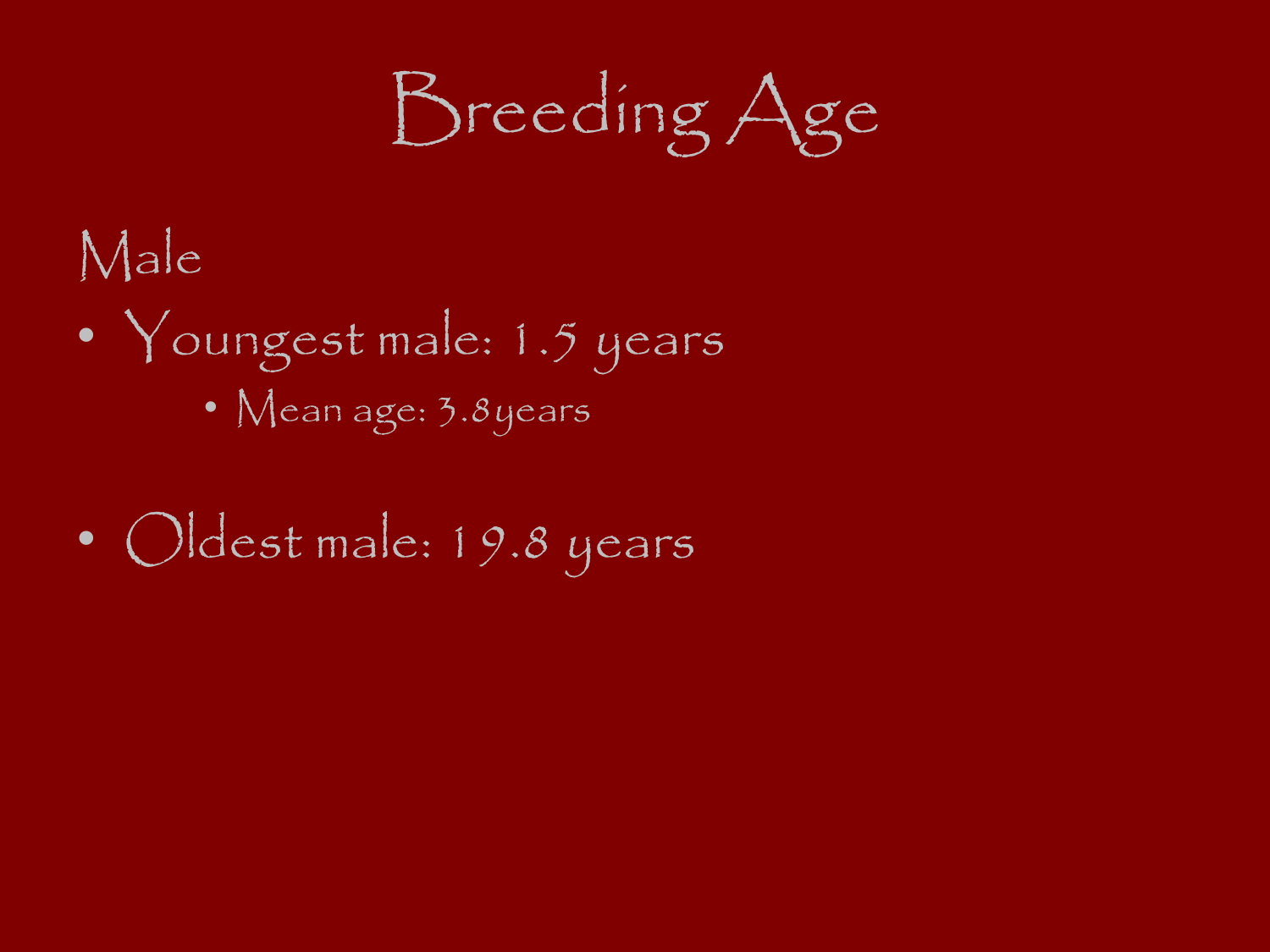# Breeding Age

Male

- Youngest male: 1.5 years
    - Mean age: 3.8years
- Oldest male: 19.8 years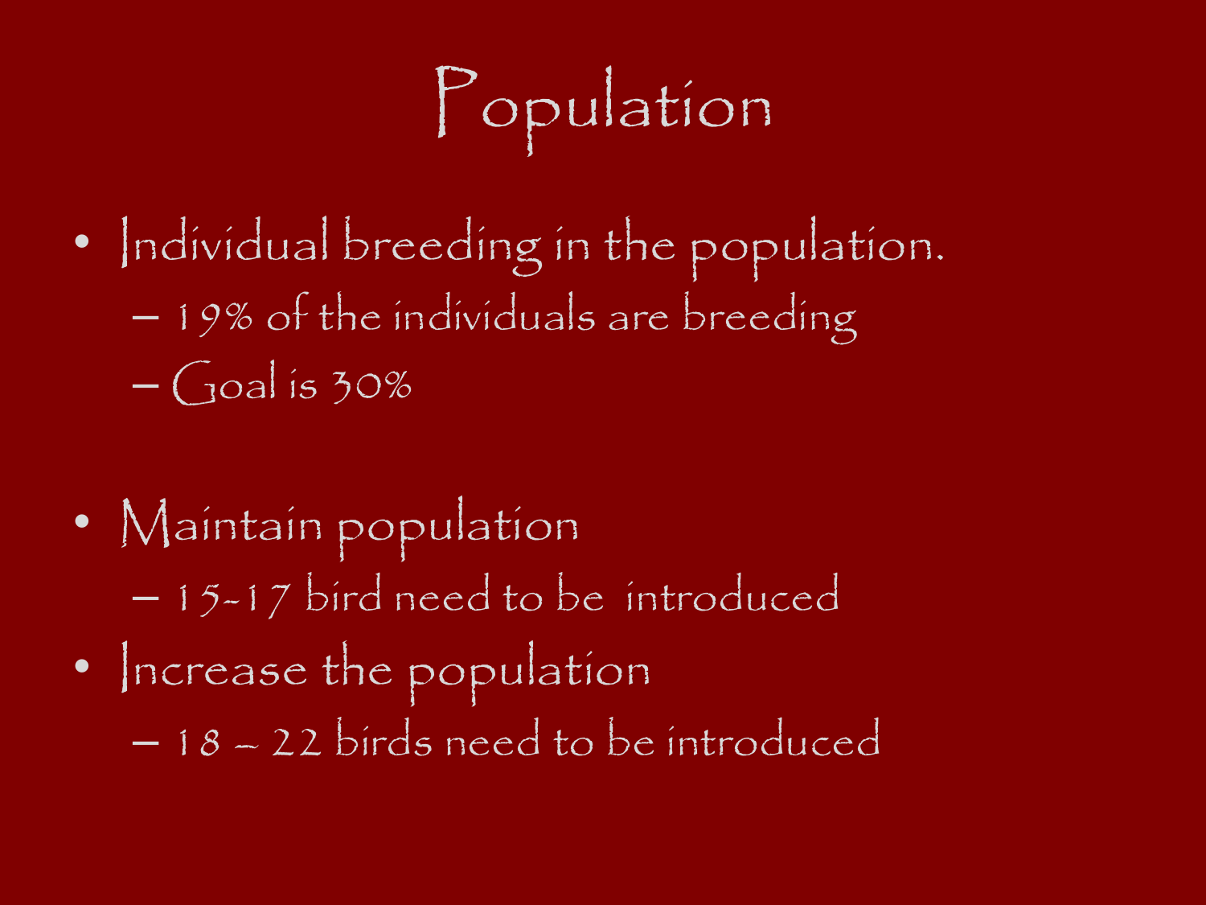# Population

- Individual breeding in the population.
  - 19% of the individuals are breeding
  - Goal is 30%

- Maintain population
  - 15-17 bird need to be introduced
- Increase the population
  - 18 – 22 birds need to be introduced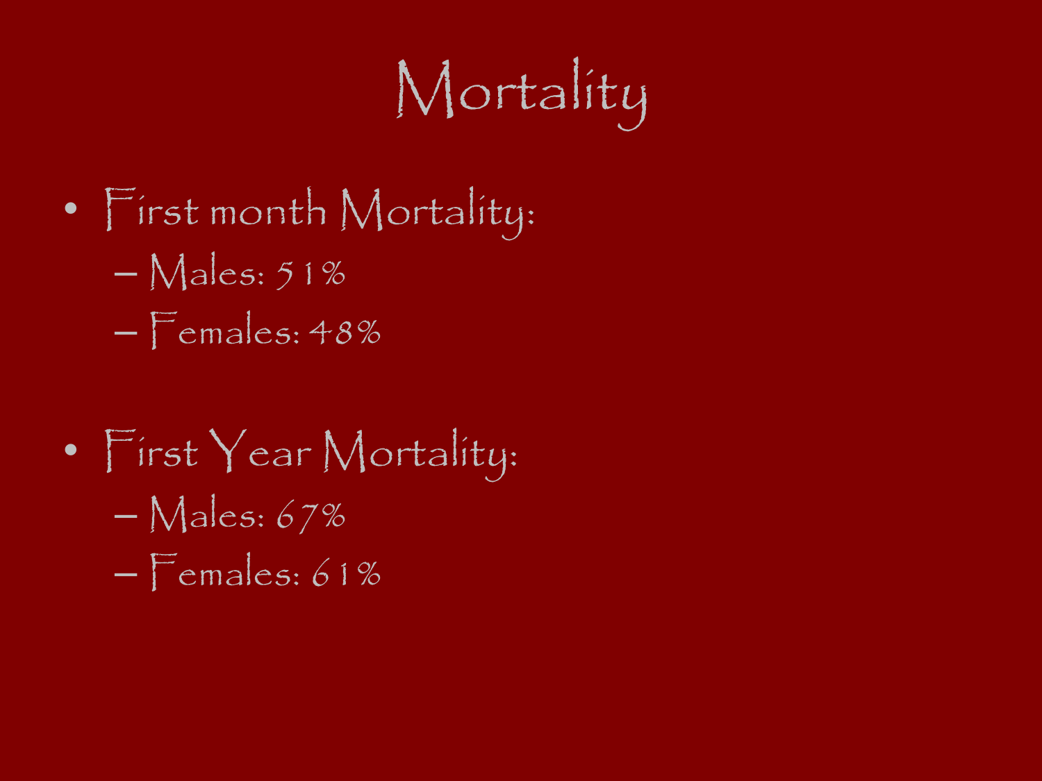# Mortality

- First month Mortality:
  - Males: 51%
  - Females: 48%

- First Year Mortality:
  - Males: 67%
  - Females: 61%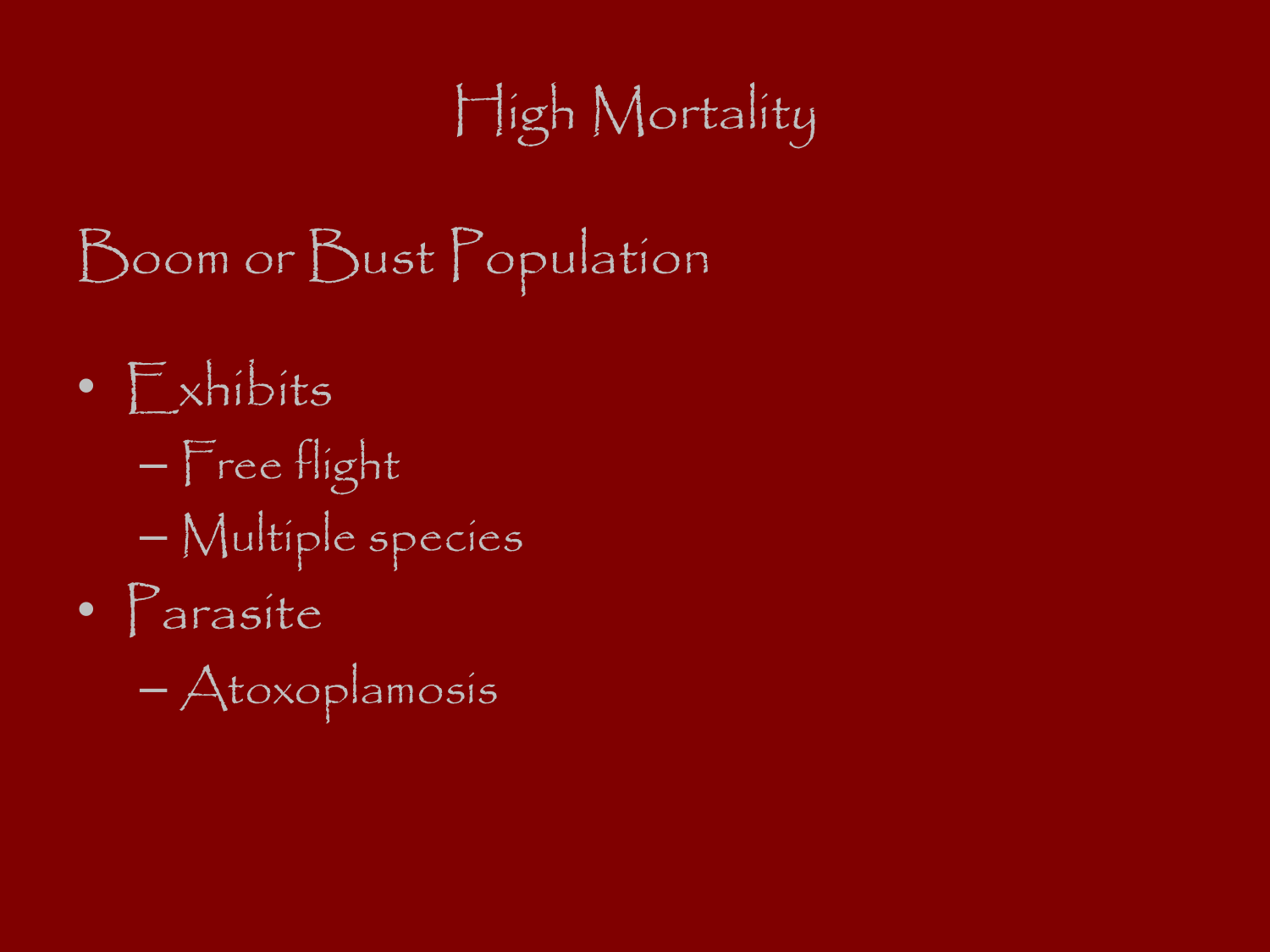# High Mortality

## Boom or Bust Population

- Exhibits
  - Free flight
  - Multiple species
- Parasite
  - Atoxoplamosis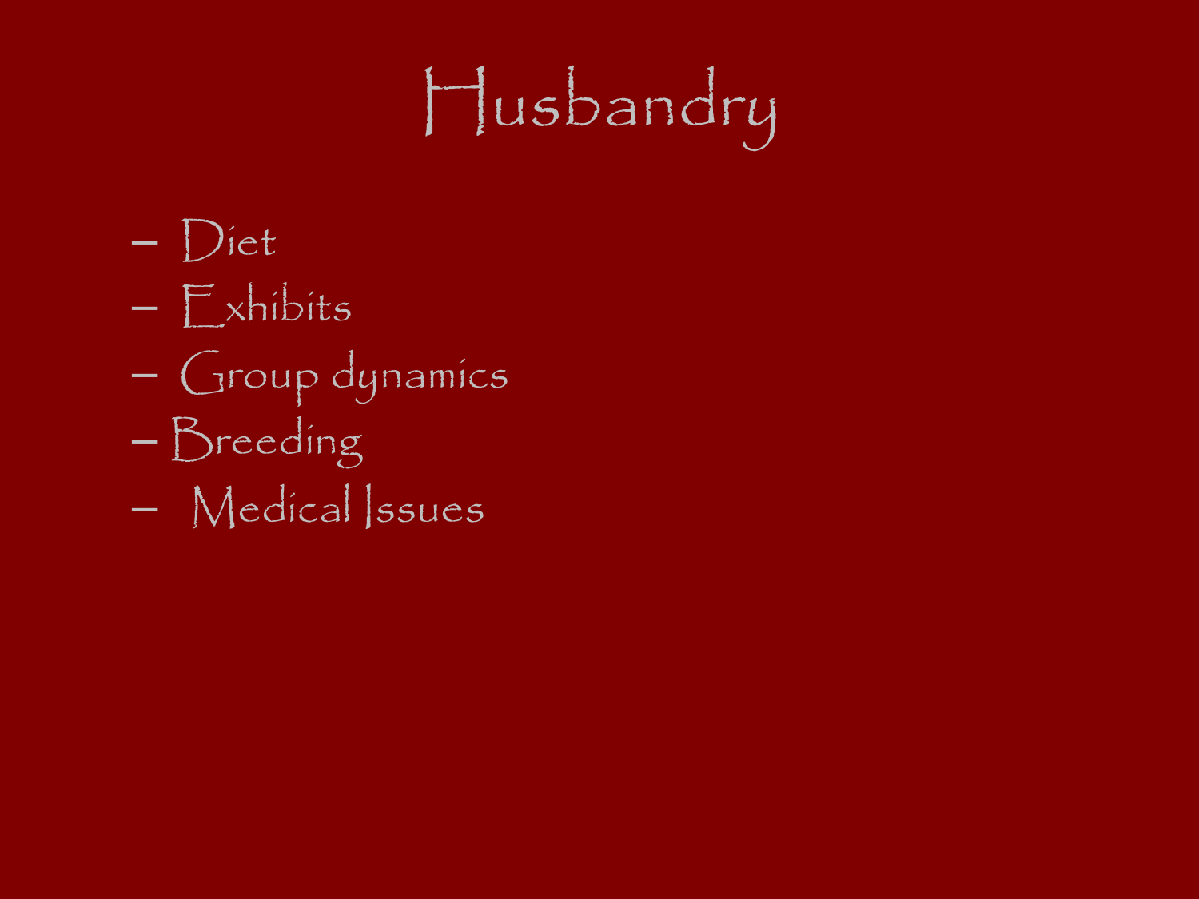# Husbandry

- Diet
- Exhibits
- Group dynamics
- Breeding
- Medical Issues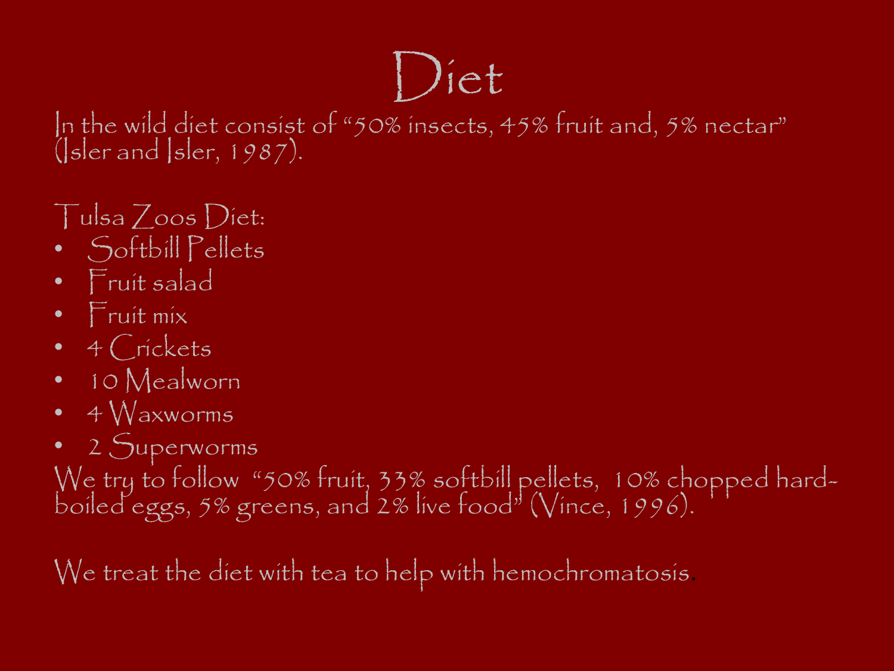# Diet

In the wild diet consist of "50% insects, 45% fruit and, 5% nectar" (Isler and Isler, 1987).

Tulsa Zoos Diet:

- Softbill Pellets
- Fruit salad
- Fruit mix
- 4 Crickets
- 10 Mealworn
- 4 Waxworms
- 2 Superworms

We try to follow "50% fruit, 33% softbill pellets, 10% chopped hard-boiled eggs, 5% greens, and 2% live food" (Vince, 1996).

We treat the diet with tea to help with hemochromatosis.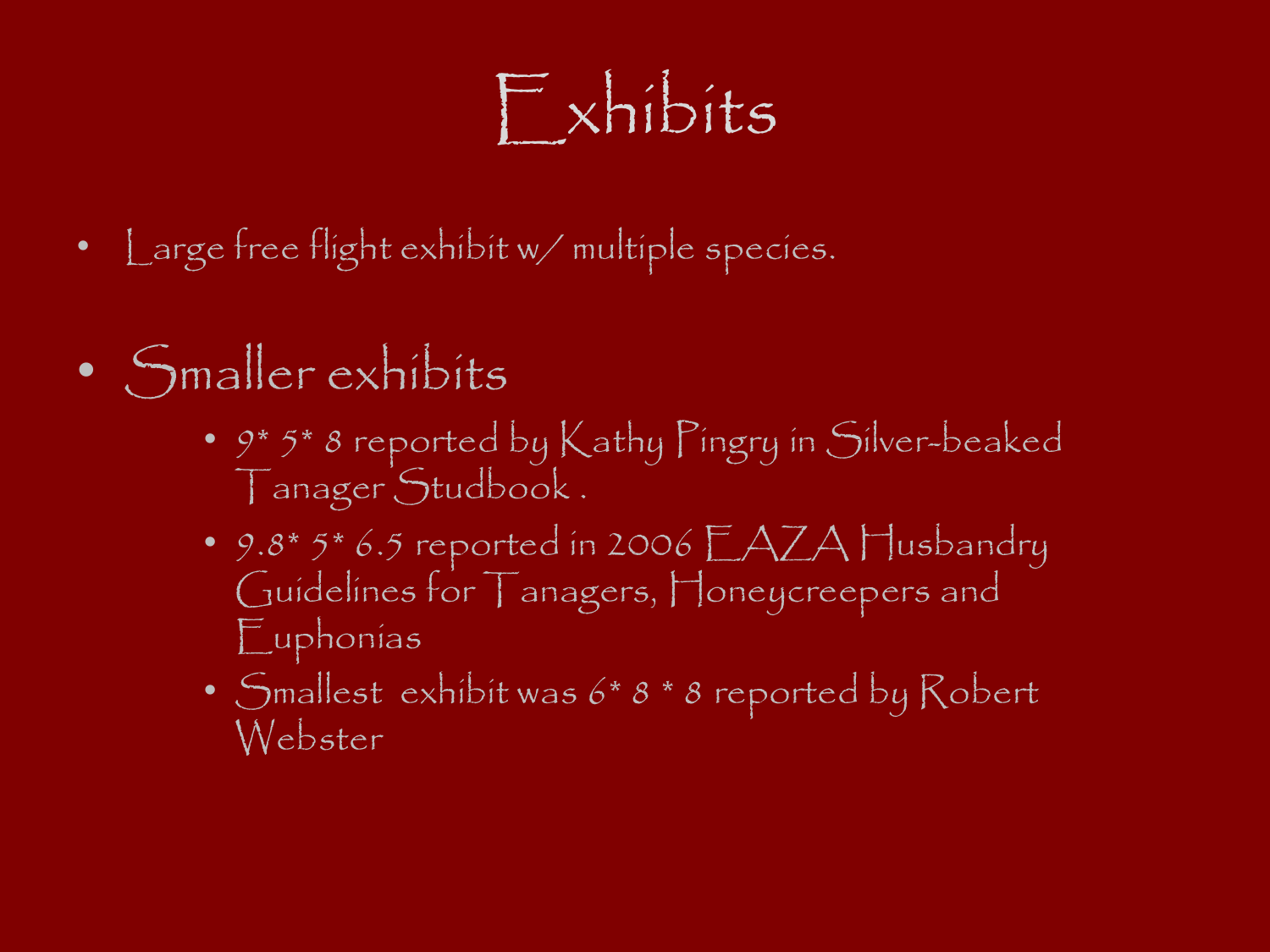# Exhibits

- Large free flight exhibit w/ multiple species.
- Smaller exhibits
  - 9* 5* 8 reported by Kathy Pingry in Silver-beaked Tanager Studbook .
  - 9.8* 5* 6.5 reported in 2006 EAZA Husbandry Guidelines for Tanagers, Honeycreepers and Euphonias
  - Smallest exhibit was 6* 8 * 8 reported by Robert Webster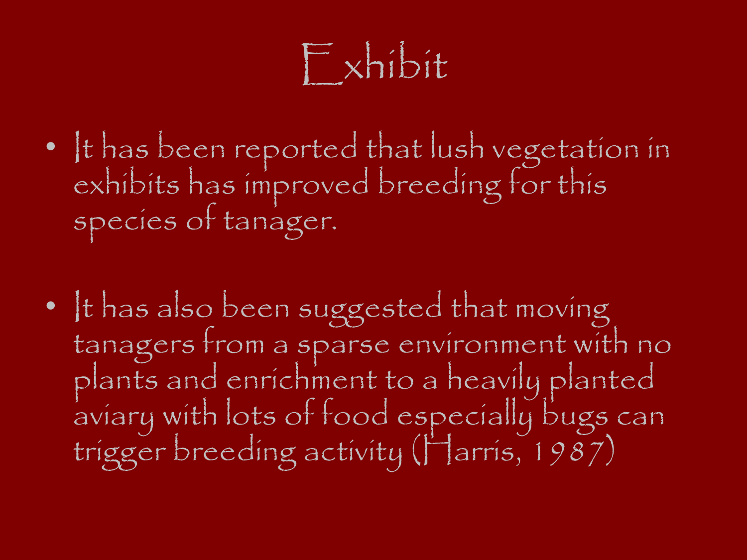# Exhibit

- It has been reported that lush vegetation in exhibits has improved breeding for this species of tanager.

- It has also been suggested that moving tanagers from a sparse environment with no plants and enrichment to a heavily planted aviary with lots of food especially bugs can trigger breeding activity (Harris, 1987)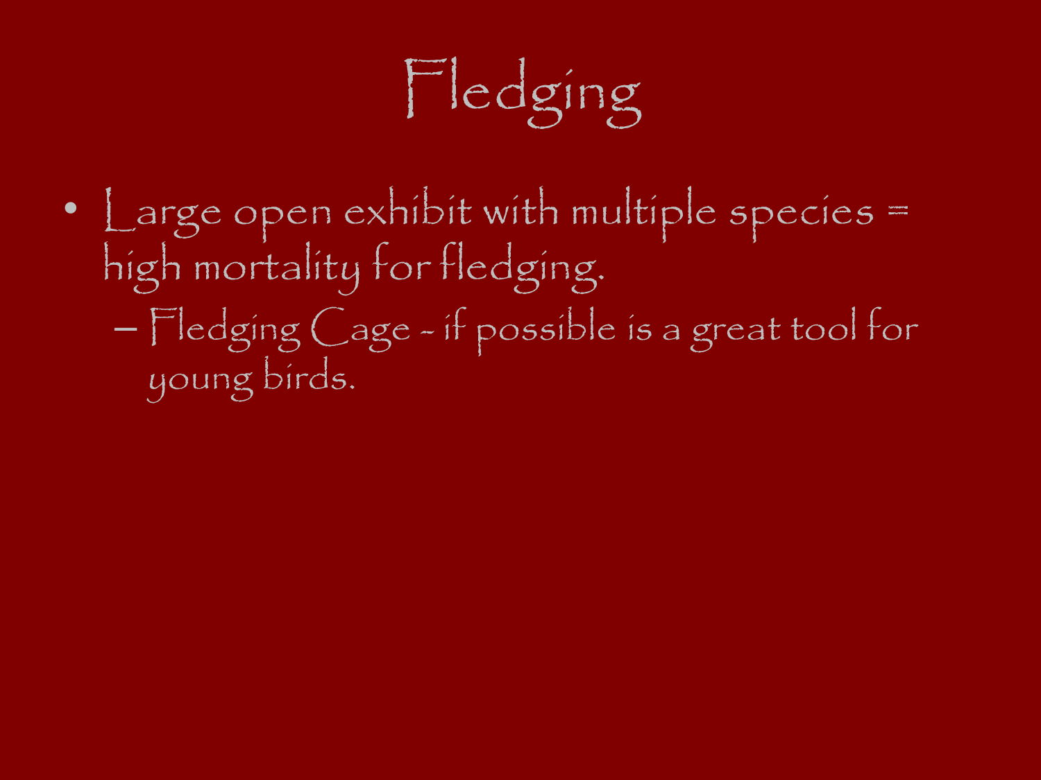# Fledging

- Large open exhibit with multiple species = high mortality for fledging.
  - Fledging Cage - if possible is a great tool for young birds.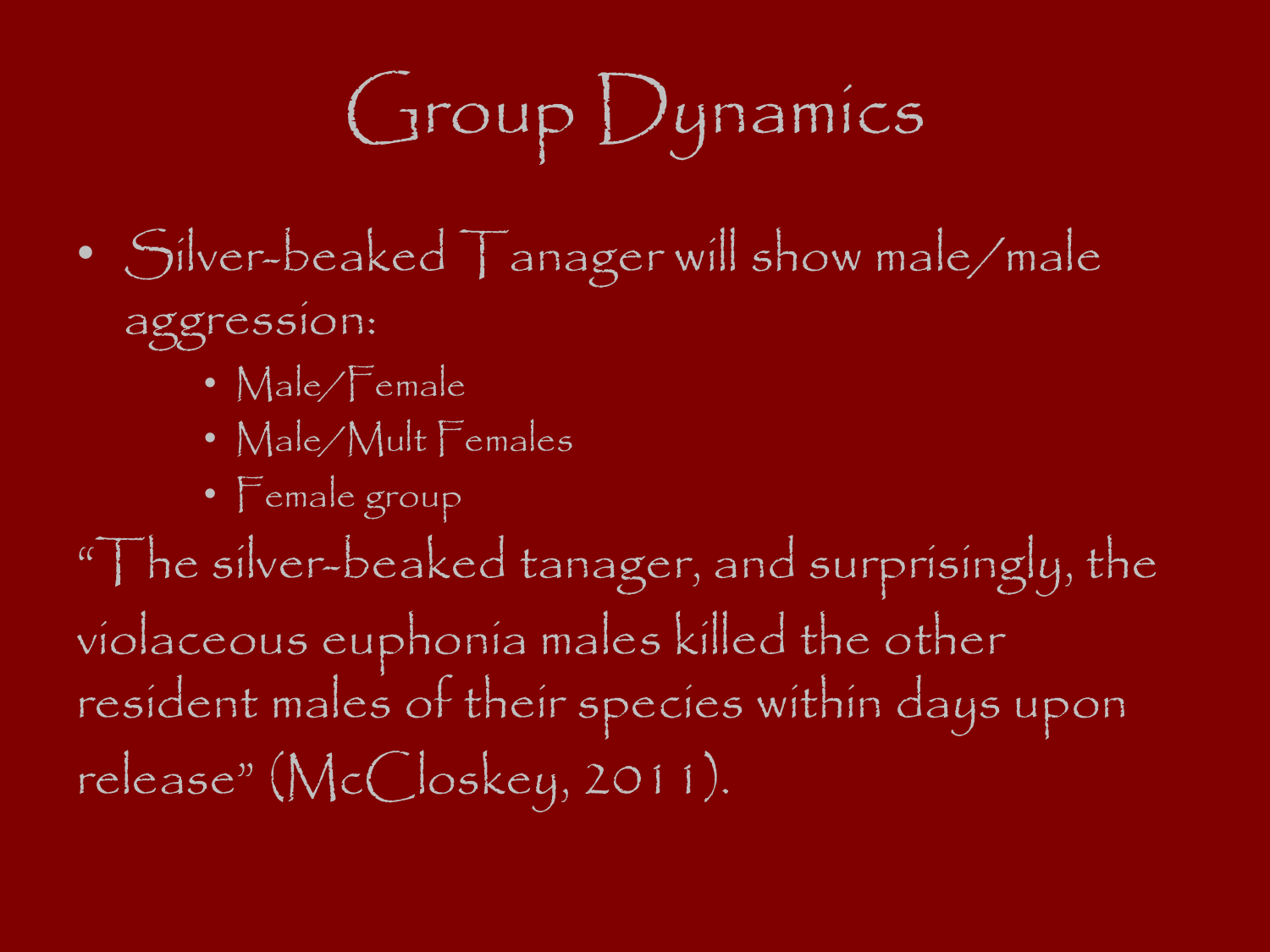# Group Dynamics

- Silver-beaked Tanager will show male/male aggression:
  - Male/Female
  - Male/Mult Females
  - Female group

"The silver-beaked tanager, and surprisingly, the violaceous euphonia males killed the other resident males of their species within days upon release" (McCloskey, 2011).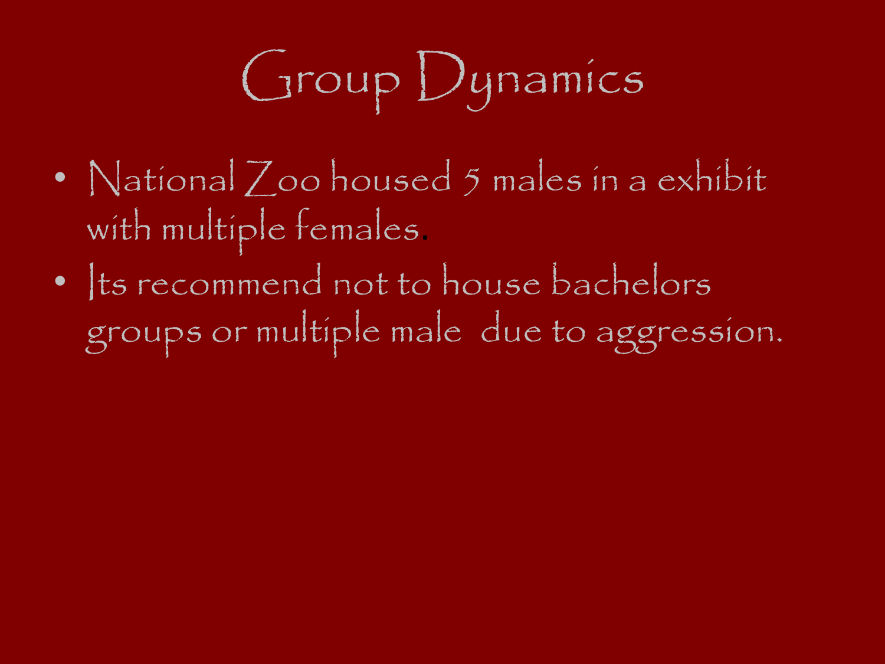# Group Dynamics

- National Zoo housed 5 males in a exhibit with multiple females.
- Its recommend not to house bachelors groups or multiple male  due to aggression.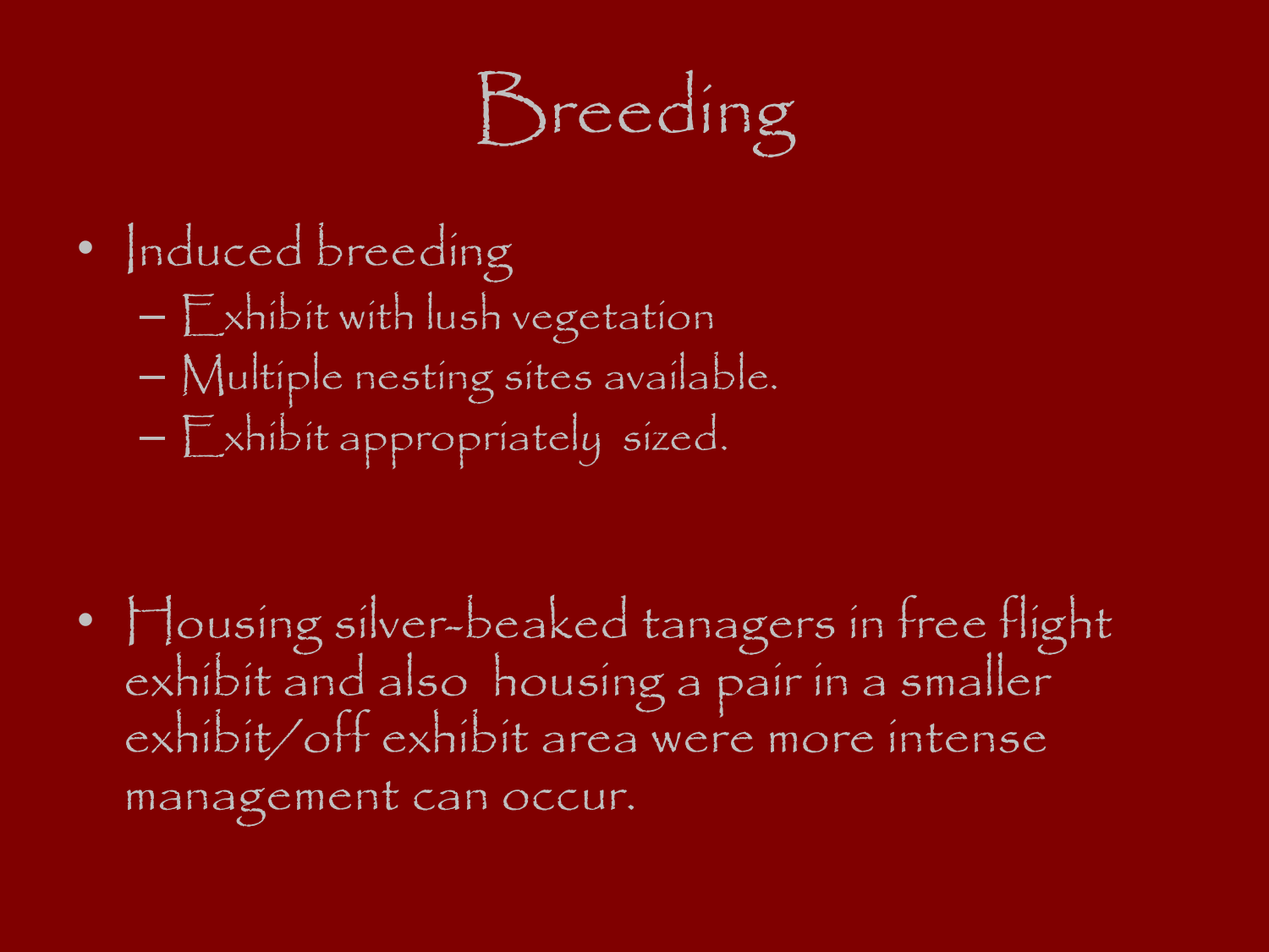# Breeding

- Induced breeding
  - Exhibit with lush vegetation
  - Multiple nesting sites available.
  - Exhibit appropriately sized.

- Housing silver-beaked tanagers in free flight exhibit and also housing a pair in a smaller exhibit/off exhibit area were more intense management can occur.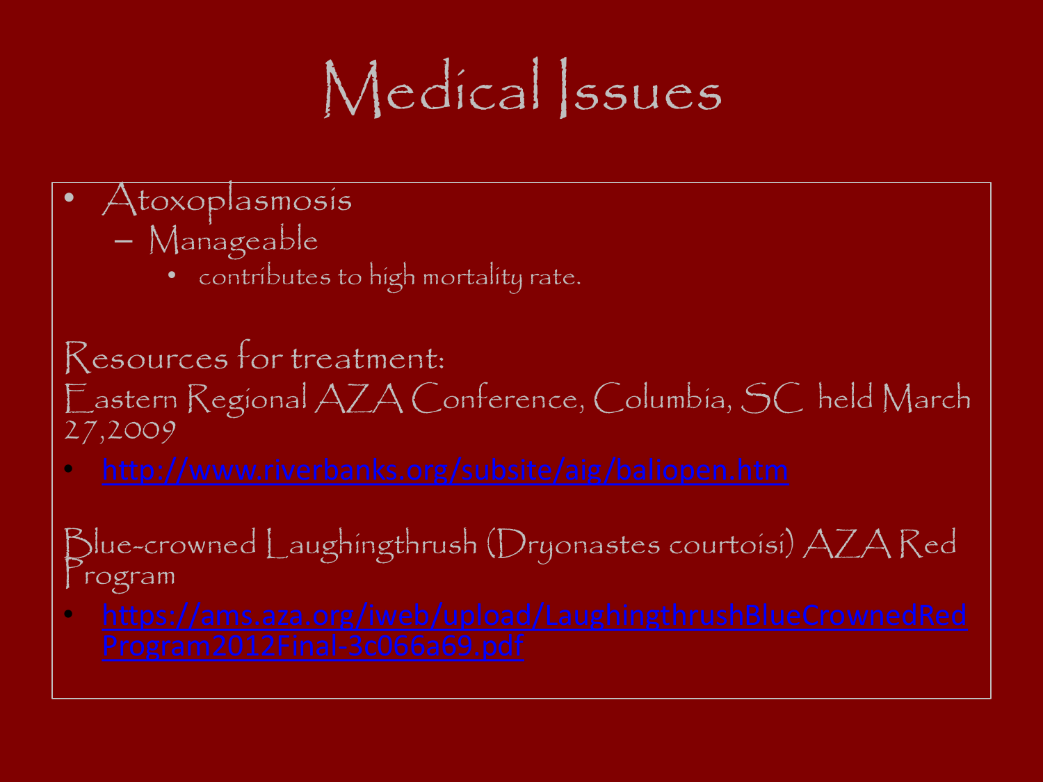# Medical Issues

- Atoxoplasmosis
  - Manageable
    - contributes to high mortality rate.

Resources for treatment:
Eastern Regional AZA Conference, Columbia, SC held March 27,2009

- http://www.riverbanks.org/subsite/aig/baliopen.htm

Blue-crowned Laughingthrush (Dryonastes courtoisi) AZA Red Program

- https://ams.aza.org/iweb/upload/LaughingthrushBlueCrownedRedProgram2012Final-3c066a69.pdf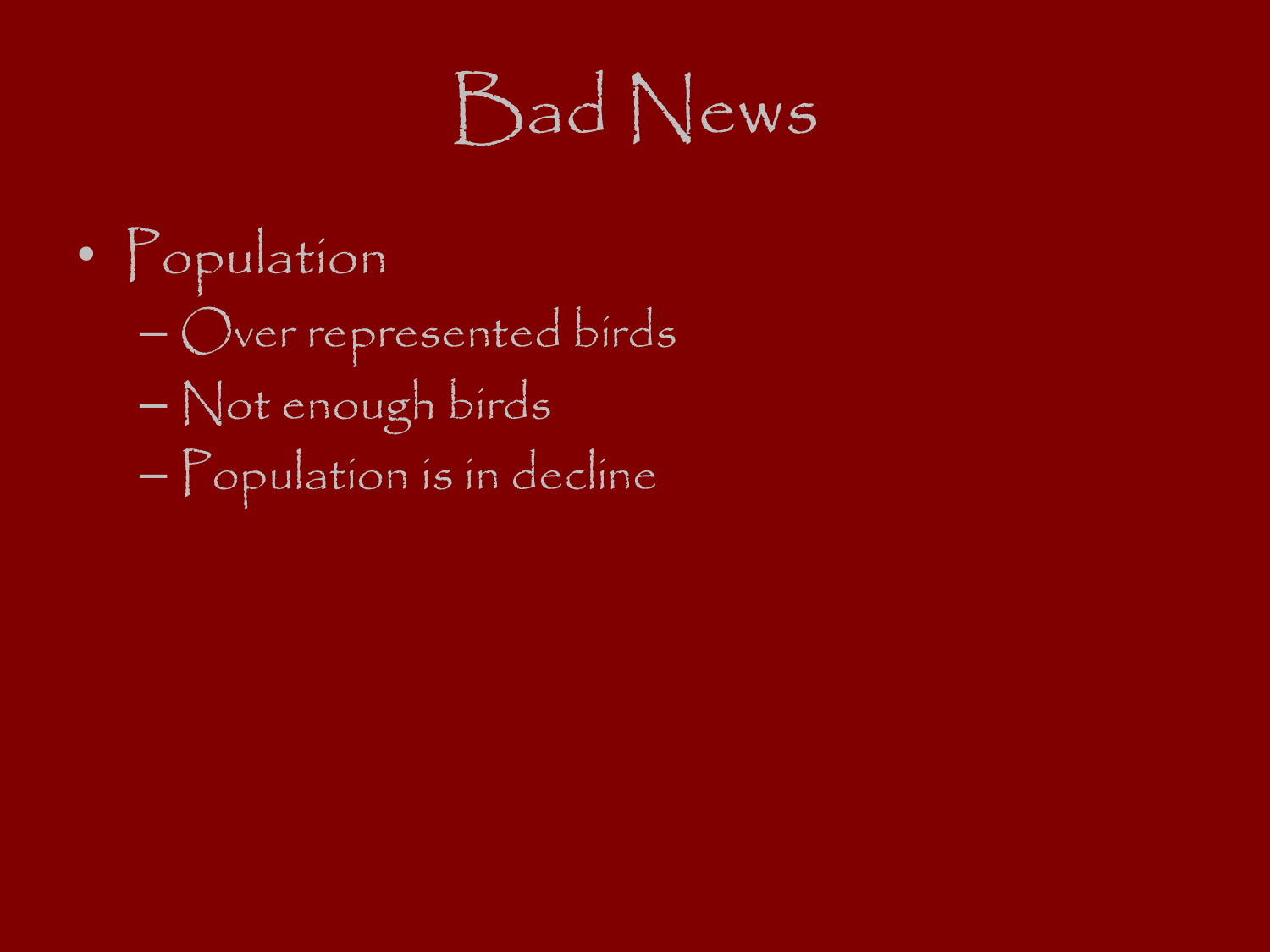# Bad News

- Population
  - Over represented birds
  - Not enough birds
  - Population is in decline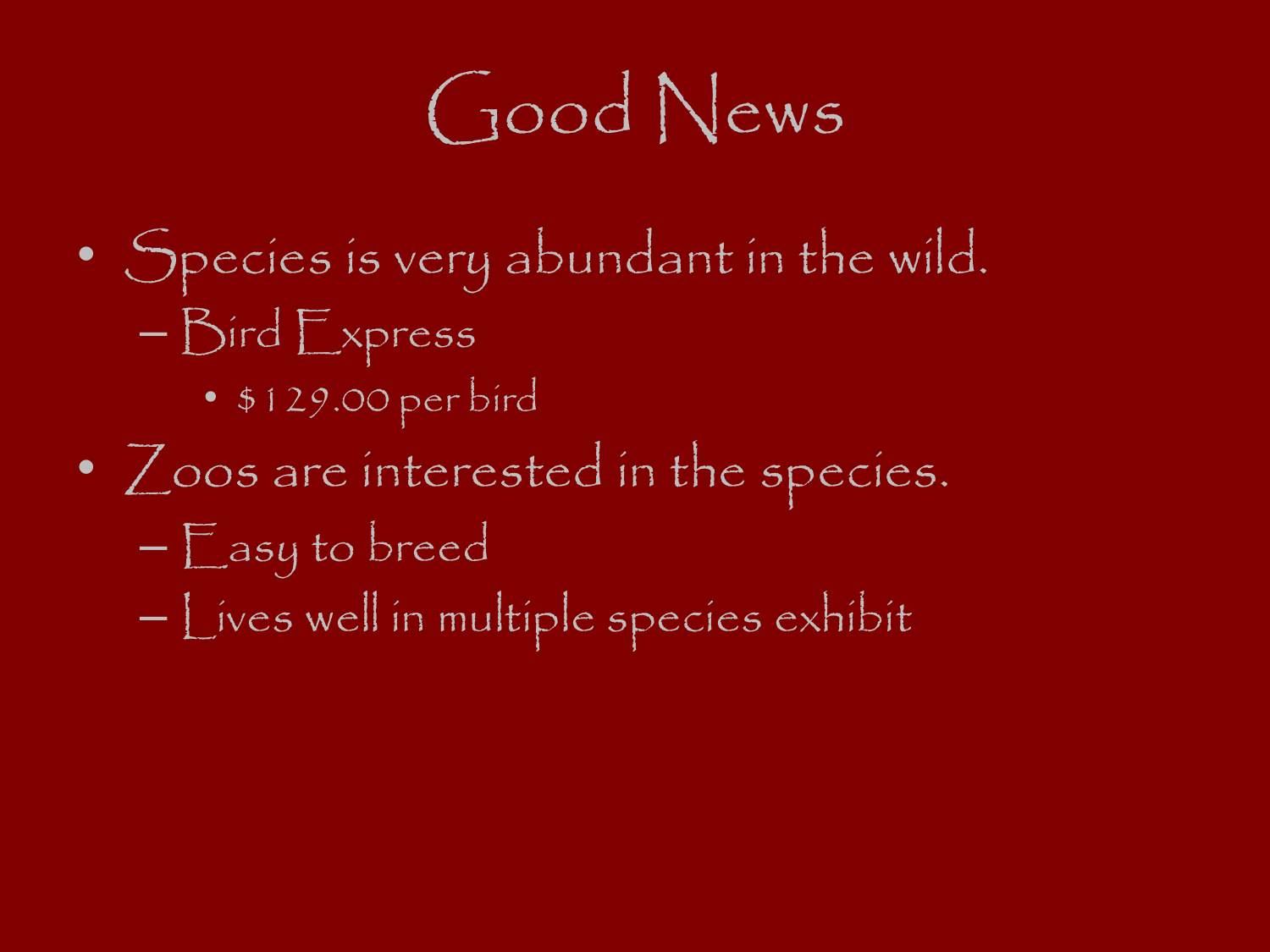# Good News

- Species is very abundant in the wild.
  - Bird Express
    - $129.00 per bird
- Zoos are interested in the species.
  - Easy to breed
  - Lives well in multiple species exhibit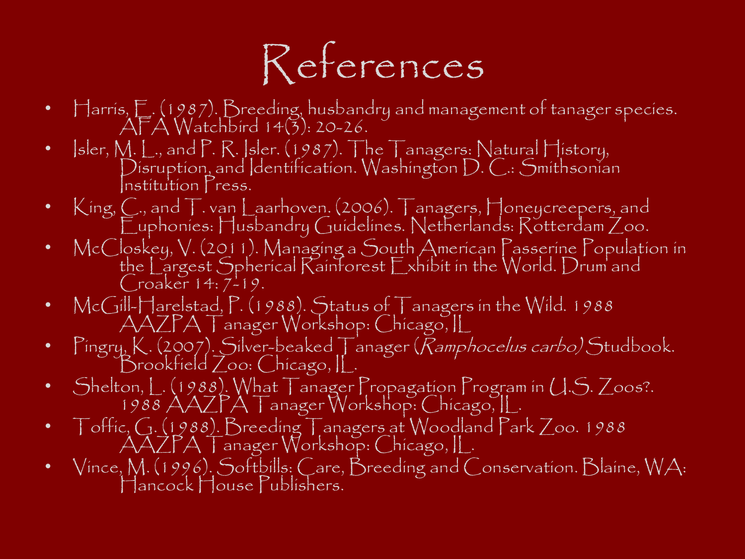# References

- Harris, E. (1987). Breeding, husbandry and management of tanager species. AFA Watchbird 14(3): 20-26.
- Isler, M. L., and P. R. Isler. (1987). The Tanagers: Natural History, Disruption, and Identification. Washington D. C.: Smithsonian Institution Press.
- King, C., and T. van Laarhoven. (2006). Tanagers, Honeycreepers, and Euphonies: Husbandry Guidelines. Netherlands: Rotterdam Zoo.
- McCloskey, V. (2011). Managing a South American Passerine Population in the Largest Spherical Rainforest Exhibit in the World. Drum and Croaker 14: 7-19.
- McGill-Harelstad, P. (1988). Status of Tanagers in the Wild. 1988 AAZPA Tanager Workshop: Chicago, IL
- Pingry, K. (2007). Silver-beaked Tanager (*Ramphocelus carbo*) Studbook. Brookfield Zoo: Chicago, IL.
- Shelton, L. (1988). What Tanager Propagation Program in U.S. Zoos?. 1988 AAZPA Tanager Workshop: Chicago, IL.
- Toffic, G. (1988). Breeding Tanagers at Woodland Park Zoo. 1988 AAZPA Tanager Workshop: Chicago, IL.
- Vince, M. (1996). Softbills: Care, Breeding and Conservation. Blaine, WA: Hancock House Publishers.